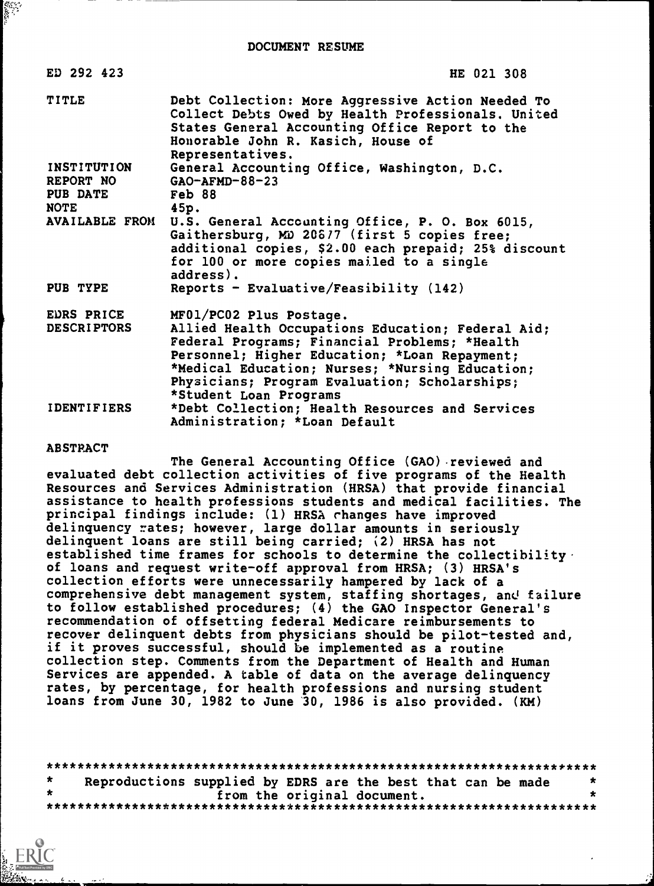DOCUMENT RESUME

| ED 292 423 | HE 021 308 |
|---|---|
| TITLE | Debt Collection: More Aggressive Action Needed To Collect Debts Owed by Health Professionals. United States General Accounting Office Report to the Honorable John R. Kasich, House of Representatives. |
| INSTITUTION | General Accounting Office, Washington, D.C. |
| REPORT NO | GAO-AFMD-88-23 |
| PUB DATE | Feb 88 |
| NOTE | 45p. |
| AVAILABLE FROM | U.S. General Accounting Office, P. O. Box 6015, Gaithersburg, MD 20877 (first 5 copies free; additional copies, $2.00 each prepaid; 25% discount for 100 or more copies mailed to a single address). |
| PUB TYPE | Reports - Evaluative/Feasibility (142) |
| EDRS PRICE | MF01/PC02 Plus Postage. |
| DESCRIPTORS | Allied Health Occupations Education; Federal Aid; Federal Programs; Financial Problems; *Health Personnel; Higher Education; *Loan Repayment; *Medical Education; Nurses; *Nursing Education; Physicians; Program Evaluation; Scholarships; *Student Loan Programs |
| IDENTIFIERS | *Debt Collection; Health Resources and Services Administration; *Loan Default |

ABSTRACT

The General Accounting Office (GAO) reviewed and evaluated debt collection activities of five programs of the Health Resources and Services Administration (HRSA) that provide financial assistance to health professions students and medical facilities. The principal findings include: (1) HRSA changes have improved delinquency rates; however, large dollar amounts in seriously delinquent loans are still being carried; (2) HRSA has not established time frames for schools to determine the collectibility of loans and request write-off approval from HRSA; (3) HRSA's collection efforts were unnecessarily hampered by lack of a comprehensive debt management system, staffing shortages, and failure to follow established procedures; (4) the GAO Inspector General's recommendation of offsetting federal Medicare reimbursements to recover delinquent debts from physicians should be pilot-tested and, if it proves successful, should be implemented as a routine collection step. Comments from the Department of Health and Human Services are appended. A table of data on the average delinquency rates, by percentage, for health professions and nursing student loans from June 30, 1982 to June 30, 1986 is also provided. (KM)

***********************************************************************
* Reproductions supplied by EDRS are the best that can be made *
* from the original document. *
***********************************************************************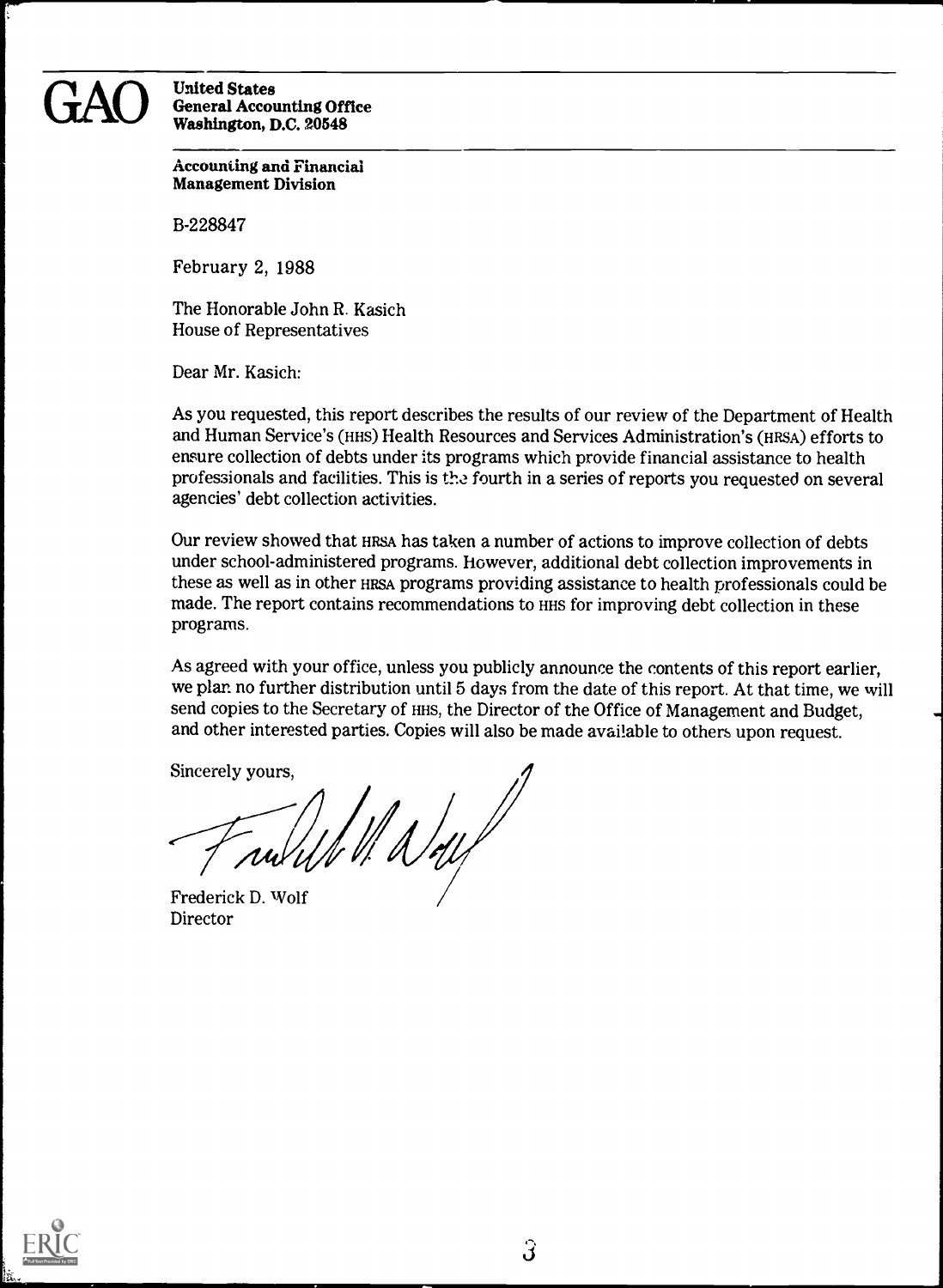**GAO** United States General Accounting Office Washington, D.C. 20548

Accounting and Financial Management Division

B-228847

February 2, 1988

The Honorable John R. Kasich
House of Representatives

Dear Mr. Kasich:

As you requested, this report describes the results of our review of the Department of Health and Human Service's (HHS) Health Resources and Services Administration's (HRSA) efforts to ensure collection of debts under its programs which provide financial assistance to health professionals and facilities. This is the fourth in a series of reports you requested on several agencies' debt collection activities.

Our review showed that HRSA has taken a number of actions to improve collection of debts under school-administered programs. However, additional debt collection improvements in these as well as in other HRSA programs providing assistance to health professionals could be made. The report contains recommendations to HHS for improving debt collection in these programs.

As agreed with your office, unless you publicly announce the contents of this report earlier, we plan no further distribution until 5 days from the date of this report. At that time, we will send copies to the Secretary of HHS, the Director of the Office of Management and Budget, and other interested parties. Copies will also be made available to others upon request.

Sincerely yours,

Frederick D. Wolf
Director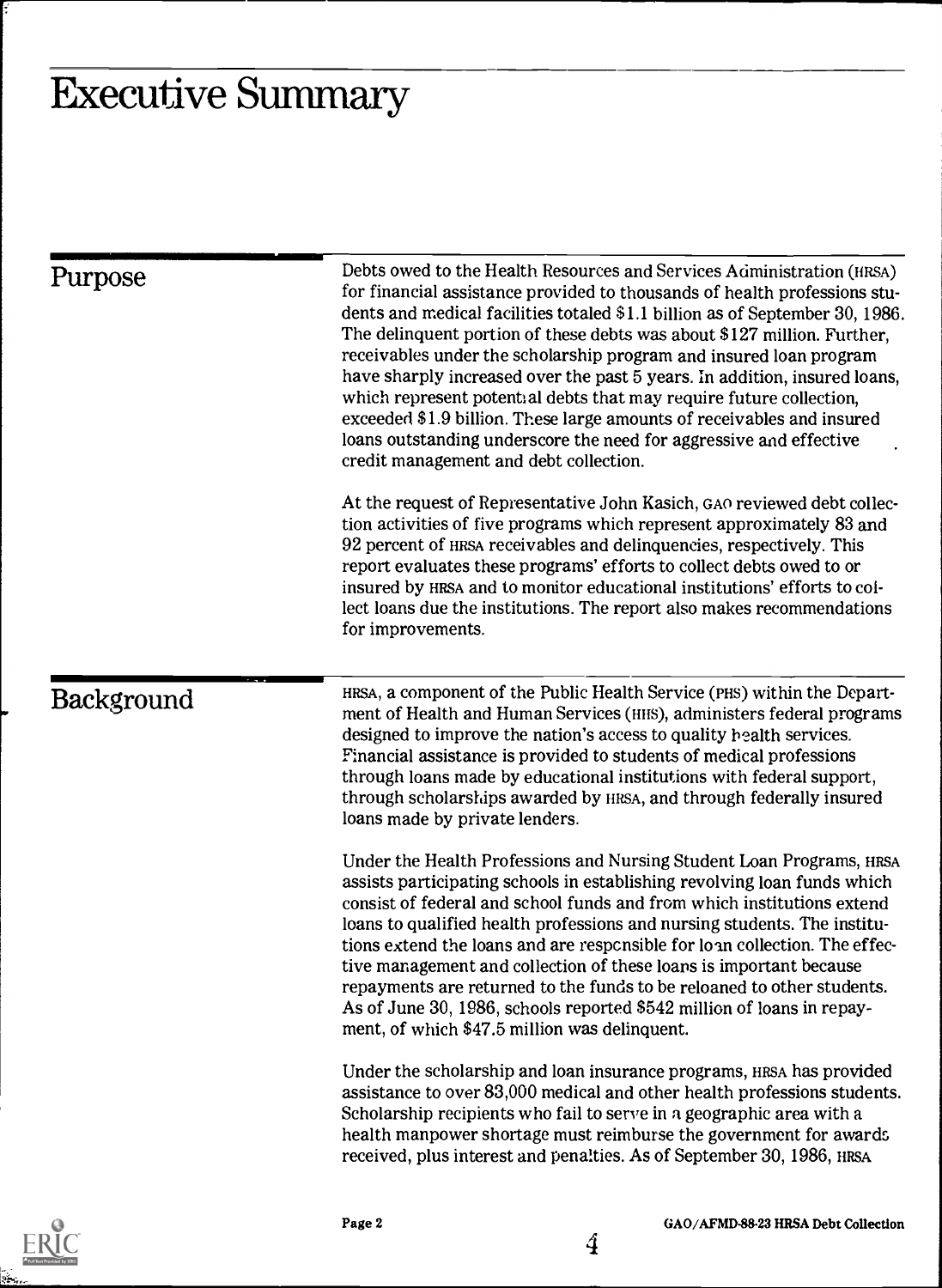# Executive Summary

## Purpose

Debts owed to the Health Resources and Services Administration (HRSA) for financial assistance provided to thousands of health professions students and medical facilities totaled $1.1 billion as of September 30, 1986. The delinquent portion of these debts was about $127 million. Further, receivables under the scholarship program and insured loan program have sharply increased over the past 5 years. In addition, insured loans, which represent potential debts that may require future collection, exceeded $1.9 billion. These large amounts of receivables and insured loans outstanding underscore the need for aggressive and effective credit management and debt collection.

At the request of Representative John Kasich, GAO reviewed debt collection activities of five programs which represent approximately 83 and 92 percent of HRSA receivables and delinquencies, respectively. This report evaluates these programs' efforts to collect debts owed to or insured by HRSA and to monitor educational institutions' efforts to collect loans due the institutions. The report also makes recommendations for improvements.

## Background

HRSA, a component of the Public Health Service (PHS) within the Department of Health and Human Services (HHS), administers federal programs designed to improve the nation's access to quality health services. Financial assistance is provided to students of medical professions through loans made by educational institutions with federal support, through scholarships awarded by HRSA, and through federally insured loans made by private lenders.

Under the Health Professions and Nursing Student Loan Programs, HRSA assists participating schools in establishing revolving loan funds which consist of federal and school funds and from which institutions extend loans to qualified health professions and nursing students. The institutions extend the loans and are responsible for loan collection. The effective management and collection of these loans is important because repayments are returned to the funds to be reloaned to other students. As of June 30, 1986, schools reported $542 million of loans in repayment, of which $47.5 million was delinquent.

Under the scholarship and loan insurance programs, HRSA has provided assistance to over 83,000 medical and other health professions students. Scholarship recipients who fail to serve in a geographic area with a health manpower shortage must reimburse the government for awards received, plus interest and penalties. As of September 30, 1986, HRSA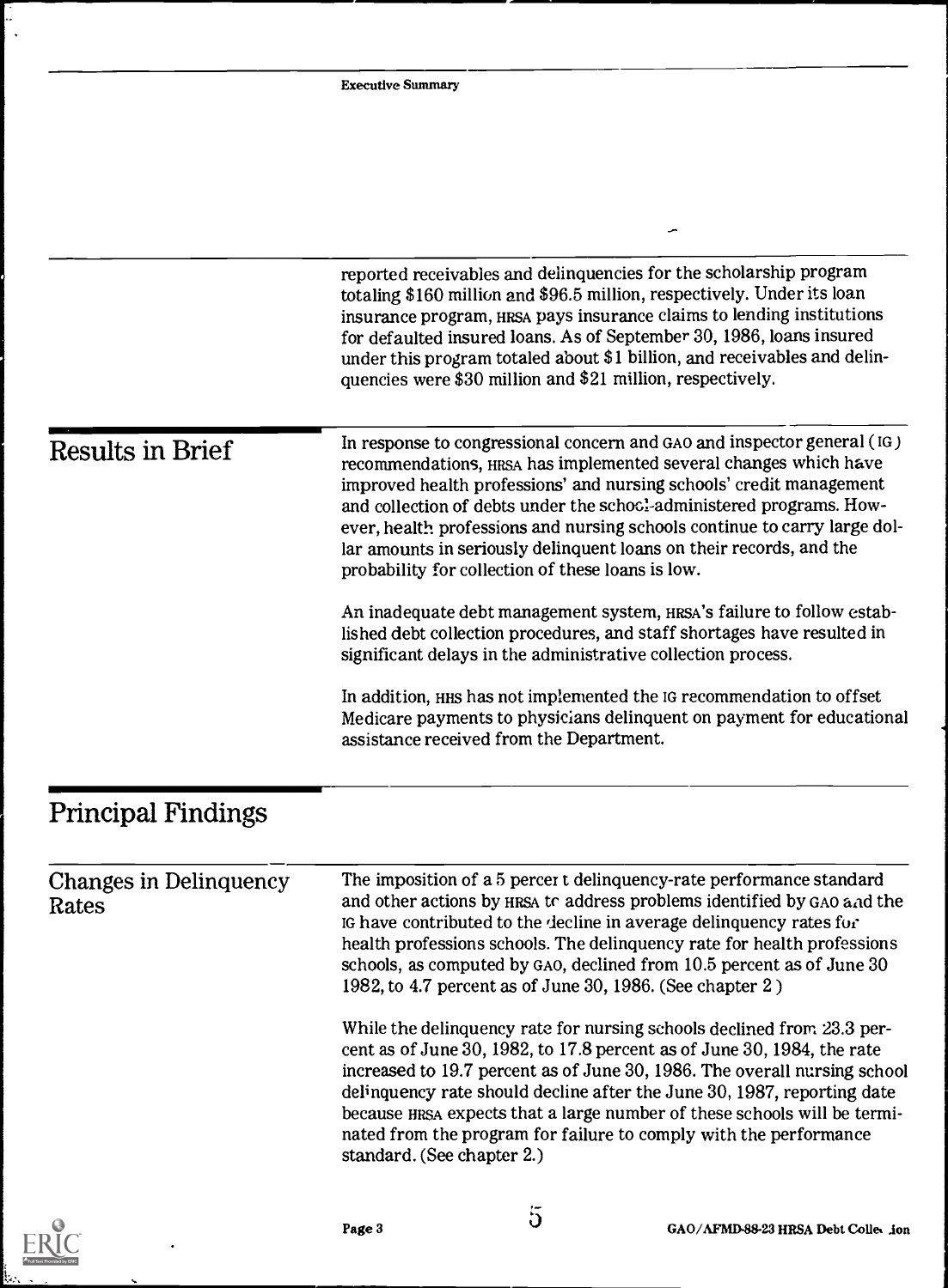reported receivables and delinquencies for the scholarship program totaling $160 million and $96.5 million, respectively. Under its loan insurance program, HRSA pays insurance claims to lending institutions for defaulted insured loans. As of September 30, 1986, loans insured under this program totaled about $1 billion, and receivables and delinquencies were $30 million and $21 million, respectively.

## Results in Brief

In response to congressional concern and GAO and inspector general (IG) recommendations, HRSA has implemented several changes which have improved health professions' and nursing schools' credit management and collection of debts under the school-administered programs. However, health professions and nursing schools continue to carry large dollar amounts in seriously delinquent loans on their records, and the probability for collection of these loans is low.

An inadequate debt management system, HRSA's failure to follow established debt collection procedures, and staff shortages have resulted in significant delays in the administrative collection process.

In addition, HHS has not implemented the IG recommendation to offset Medicare payments to physicians delinquent on payment for educational assistance received from the Department.

## Principal Findings

### Changes in Delinquency Rates

The imposition of a 5 percent delinquency-rate performance standard and other actions by HRSA to address problems identified by GAO and the IG have contributed to the decline in average delinquency rates for health professions schools. The delinquency rate for health professions schools, as computed by GAO, declined from 10.5 percent as of June 30 1982, to 4.7 percent as of June 30, 1986. (See chapter 2.)

While the delinquency rate for nursing schools declined from 23.3 percent as of June 30, 1982, to 17.8 percent as of June 30, 1984, the rate increased to 19.7 percent as of June 30, 1986. The overall nursing school delinquency rate should decline after the June 30, 1987, reporting date because HRSA expects that a large number of these schools will be terminated from the program for failure to comply with the performance standard. (See chapter 2.)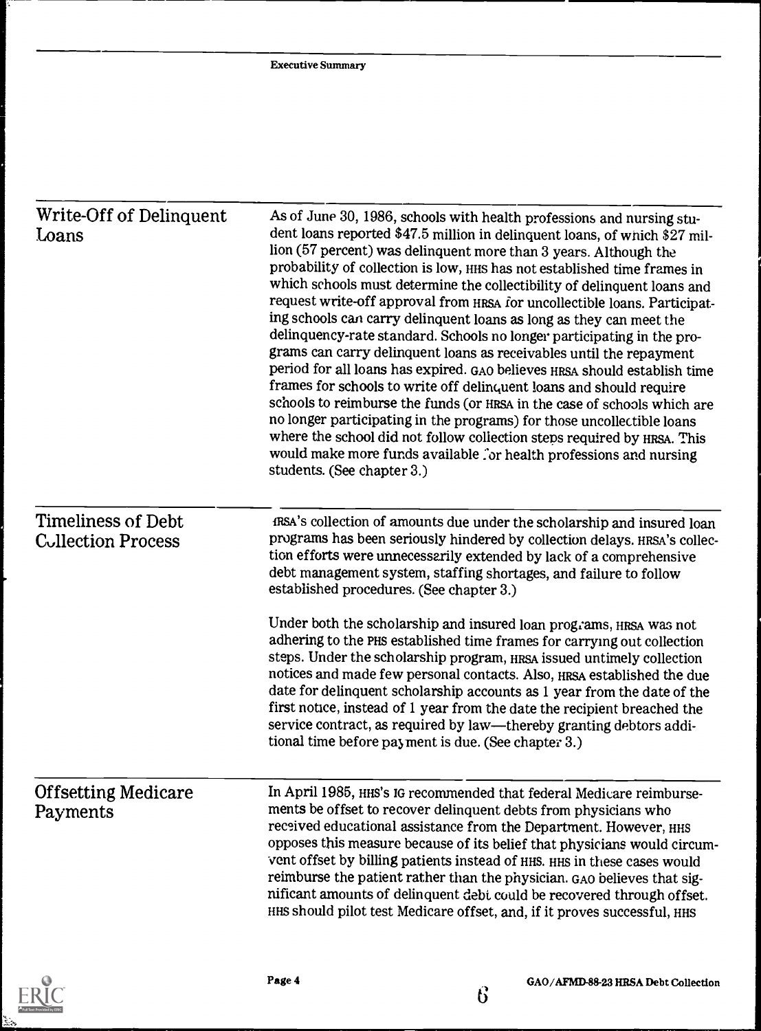## Write-Off of Delinquent Loans

As of June 30, 1986, schools with health professions and nursing student loans reported $47.5 million in delinquent loans, of which $27 million (57 percent) was delinquent more than 3 years. Although the probability of collection is low, HHS has not established time frames in which schools must determine the collectibility of delinquent loans and request write-off approval from HRSA for uncollectible loans. Participating schools can carry delinquent loans as long as they can meet the delinquency-rate standard. Schools no longer participating in the programs can carry delinquent loans as receivables until the repayment period for all loans has expired. GAO believes HRSA should establish time frames for schools to write off delinquent loans and should require schools to reimburse the funds (or HRSA in the case of schools which are no longer participating in the programs) for those uncollectible loans where the school did not follow collection steps required by HRSA. This would make more funds available for health professions and nursing students. (See chapter 3.)

## Timeliness of Debt Collection Process

HRSA's collection of amounts due under the scholarship and insured loan programs has been seriously hindered by collection delays. HRSA's collection efforts were unnecessarily extended by lack of a comprehensive debt management system, staffing shortages, and failure to follow established procedures. (See chapter 3.)

Under both the scholarship and insured loan programs, HRSA was not adhering to the PHS established time frames for carrying out collection steps. Under the scholarship program, HRSA issued untimely collection notices and made few personal contacts. Also, HRSA established the due date for delinquent scholarship accounts as 1 year from the date of the first notice, instead of 1 year from the date the recipient breached the service contract, as required by law—thereby granting debtors additional time before payment is due. (See chapter 3.)

## Offsetting Medicare Payments

In April 1985, HHS's IG recommended that federal Medicare reimbursements be offset to recover delinquent debts from physicians who received educational assistance from the Department. However, HHS opposes this measure because of its belief that physicians would circumvent offset by billing patients instead of HHS. HHS in these cases would reimburse the patient rather than the physician. GAO believes that significant amounts of delinquent debt could be recovered through offset. HHS should pilot test Medicare offset, and, if it proves successful, HHS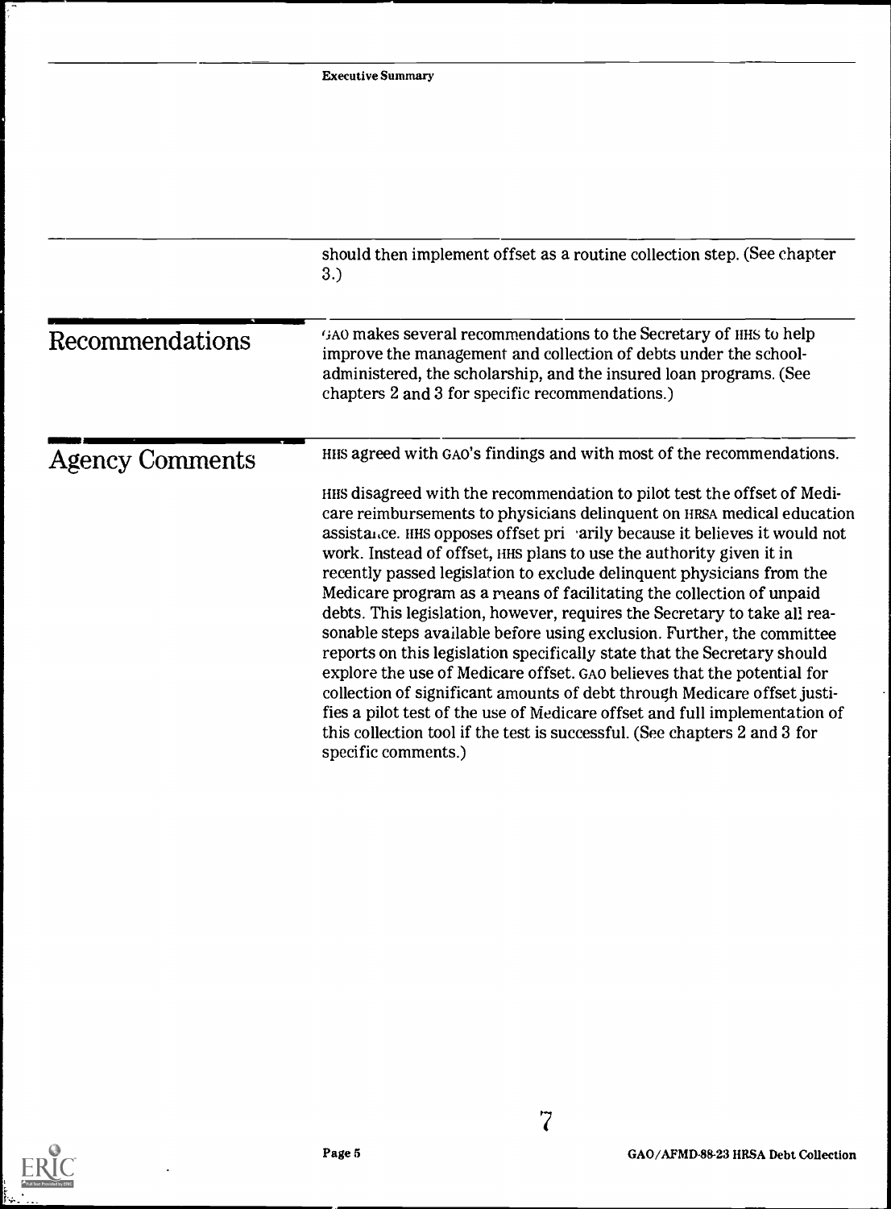should then implement offset as a routine collection step. (See chapter 3.)

## Recommendations

GAO makes several recommendations to the Secretary of HHS to help improve the management and collection of debts under the school-administered, the scholarship, and the insured loan programs. (See chapters 2 and 3 for specific recommendations.)

## Agency Comments

HHS agreed with GAO's findings and with most of the recommendations.

HHS disagreed with the recommendation to pilot test the offset of Medicare reimbursements to physicians delinquent on HRSA medical education assistance. HHS opposes offset primarily because it believes it would not work. Instead of offset, HHS plans to use the authority given it in recently passed legislation to exclude delinquent physicians from the Medicare program as a means of facilitating the collection of unpaid debts. This legislation, however, requires the Secretary to take all reasonable steps available before using exclusion. Further, the committee reports on this legislation specifically state that the Secretary should explore the use of Medicare offset. GAO believes that the potential for collection of significant amounts of debt through Medicare offset justifies a pilot test of the use of Medicare offset and full implementation of this collection tool if the test is successful. (See chapters 2 and 3 for specific comments.)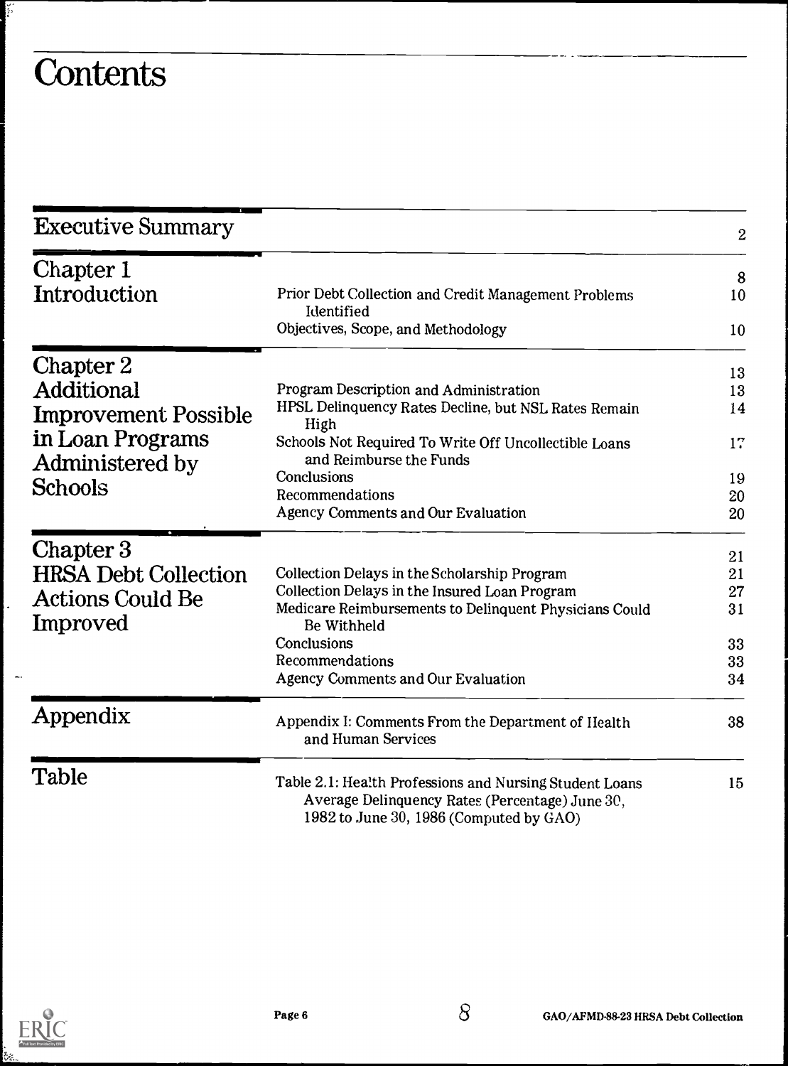# Contents

| | | |
|---|---|---|
| **Executive Summary** | | 2 |
| **Chapter 1 Introduction** | | 8 |
| | Prior Debt Collection and Credit Management Problems Identified | 10 |
| | Objectives, Scope, and Methodology | 10 |
| **Chapter 2 Additional Improvement Possible in Loan Programs Administered by Schools** | | 13 |
| | Program Description and Administration | 13 |
| | HPSL Delinquency Rates Decline, but NSL Rates Remain High | 14 |
| | Schools Not Required To Write Off Uncollectible Loans and Reimburse the Funds | 17 |
| | Conclusions | 19 |
| | Recommendations | 20 |
| | Agency Comments and Our Evaluation | 20 |
| **Chapter 3 HRSA Debt Collection Actions Could Be Improved** | | 21 |
| | Collection Delays in the Scholarship Program | 21 |
| | Collection Delays in the Insured Loan Program | 27 |
| | Medicare Reimbursements to Delinquent Physicians Could Be Withheld | 31 |
| | Conclusions | 33 |
| | Recommendations | 33 |
| | Agency Comments and Our Evaluation | 34 |
| **Appendix** | Appendix I: Comments From the Department of Health and Human Services | 38 |
| **Table** | Table 2.1: Health Professions and Nursing Student Loans Average Delinquency Rates (Percentage) June 30, 1982 to June 30, 1986 (Computed by GAO) | 15 |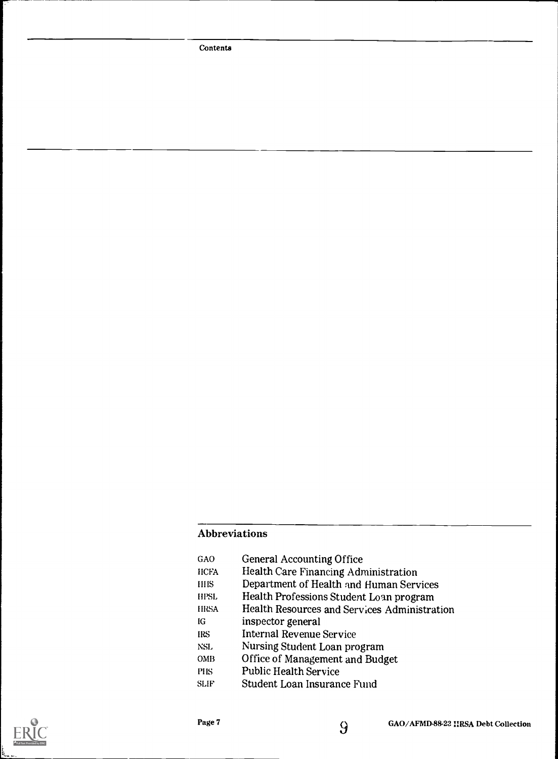## Abbreviations

| | |
|---|---|
| GAO | General Accounting Office |
| HCFA | Health Care Financing Administration |
| HHS | Department of Health and Human Services |
| HPSL | Health Professions Student Loan program |
| HRSA | Health Resources and Services Administration |
| IG | inspector general |
| IRS | Internal Revenue Service |
| NSL | Nursing Student Loan program |
| OMB | Office of Management and Budget |
| PHS | Public Health Service |
| SLIF | Student Loan Insurance Fund |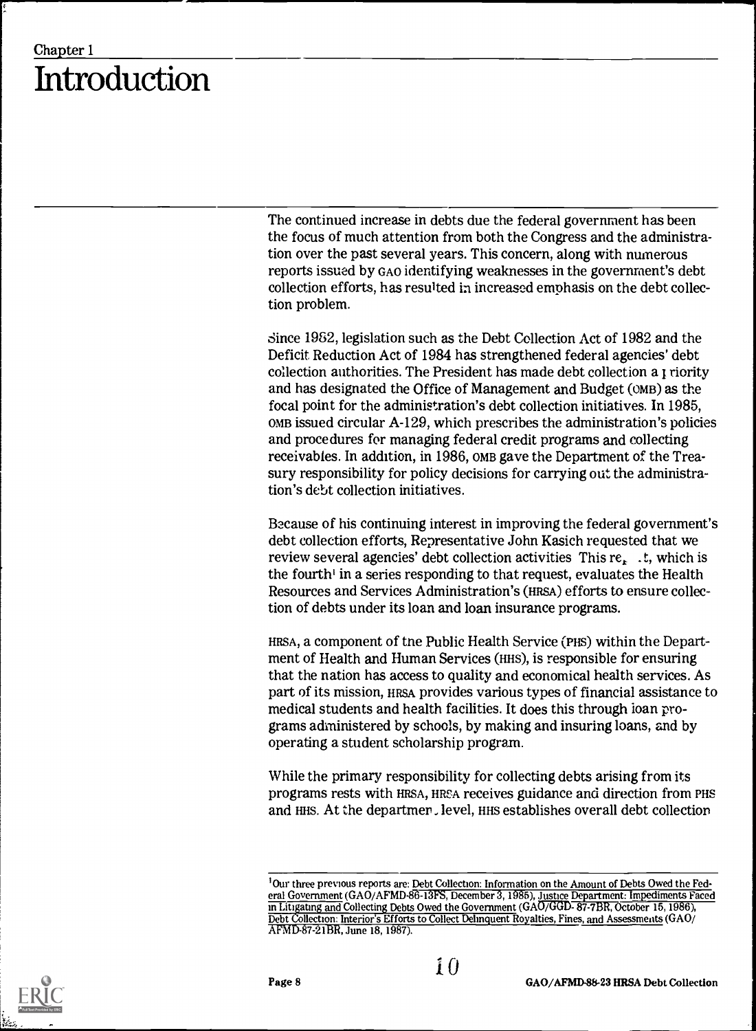Chapter 1

# Introduction

The continued increase in debts due the federal government has been the focus of much attention from both the Congress and the administration over the past several years. This concern, along with numerous reports issued by GAO identifying weaknesses in the government's debt collection efforts, has resulted in increased emphasis on the debt collection problem.

Since 1982, legislation such as the Debt Collection Act of 1982 and the Deficit Reduction Act of 1984 has strengthened federal agencies' debt collection authorities. The President has made debt collection a priority and has designated the Office of Management and Budget (OMB) as the focal point for the administration's debt collection initiatives. In 1985, OMB issued circular A-129, which prescribes the administration's policies and procedures for managing federal credit programs and collecting receivables. In addition, in 1986, OMB gave the Department of the Treasury responsibility for policy decisions for carrying out the administration's debt collection initiatives.

Because of his continuing interest in improving the federal government's debt collection efforts, Representative John Kasich requested that we review several agencies' debt collection activities This report, which is the fourth[1] in a series responding to that request, evaluates the Health Resources and Services Administration's (HRSA) efforts to ensure collection of debts under its loan and loan insurance programs.

HRSA, a component of the Public Health Service (PHS) within the Department of Health and Human Services (HHS), is responsible for ensuring that the nation has access to quality and economical health services. As part of its mission, HRSA provides various types of financial assistance to medical students and health facilities. It does this through loan programs administered by schools, by making and insuring loans, and by operating a student scholarship program.

While the primary responsibility for collecting debts arising from its programs rests with HRSA, HRSA receives guidance and direction from PHS and HHS. At the department level, HHS establishes overall debt collection

[1]Our three previous reports are: Debt Collection: Information on the Amount of Debts Owed the Federal Government (GAO/AFMD-86-13FS, December 3, 1985), Justice Department: Impediments Faced in Litigating and Collecting Debts Owed the Government (GAO/GGD-87-7BR, October 15, 1986), Debt Collection: Interior's Efforts to Collect Delinquent Royalties, Fines, and Assessments (GAO/AFMD-87-21BR, June 18, 1987).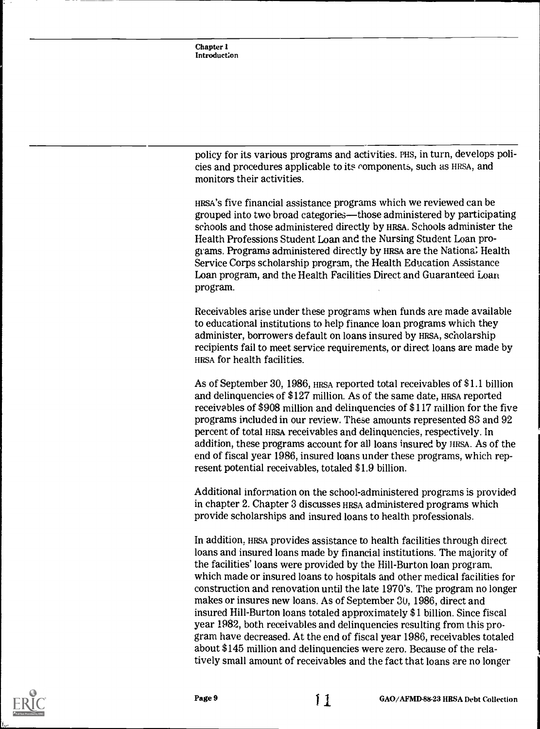policy for its various programs and activities. PHS, in turn, develops policies and procedures applicable to its components, such as HRSA, and monitors their activities.

HRSA's five financial assistance programs which we reviewed can be grouped into two broad categories—those administered by participating schools and those administered directly by HRSA. Schools administer the Health Professions Student Loan and the Nursing Student Loan programs. Programs administered directly by HRSA are the National Health Service Corps scholarship program, the Health Education Assistance Loan program, and the Health Facilities Direct and Guaranteed Loan program.

Receivables arise under these programs when funds are made available to educational institutions to help finance loan programs which they administer, borrowers default on loans insured by HRSA, scholarship recipients fail to meet service requirements, or direct loans are made by HRSA for health facilities.

As of September 30, 1986, HRSA reported total receivables of $1.1 billion and delinquencies of $127 million. As of the same date, HRSA reported receivables of $908 million and delinquencies of $117 million for the five programs included in our review. These amounts represented 83 and 92 percent of total HRSA receivables and delinquencies, respectively. In addition, these programs account for all loans insured by HRSA. As of the end of fiscal year 1986, insured loans under these programs, which represent potential receivables, totaled $1.9 billion.

Additional information on the school-administered programs is provided in chapter 2. Chapter 3 discusses HRSA administered programs which provide scholarships and insured loans to health professionals.

In addition, HRSA provides assistance to health facilities through direct loans and insured loans made by financial institutions. The majority of the facilities' loans were provided by the Hill-Burton loan program, which made or insured loans to hospitals and other medical facilities for construction and renovation until the late 1970's. The program no longer makes or insures new loans. As of September 30, 1986, direct and insured Hill-Burton loans totaled approximately $1 billion. Since fiscal year 1982, both receivables and delinquencies resulting from this program have decreased. At the end of fiscal year 1986, receivables totaled about $145 million and delinquencies were zero. Because of the relatively small amount of receivables and the fact that loans are no longer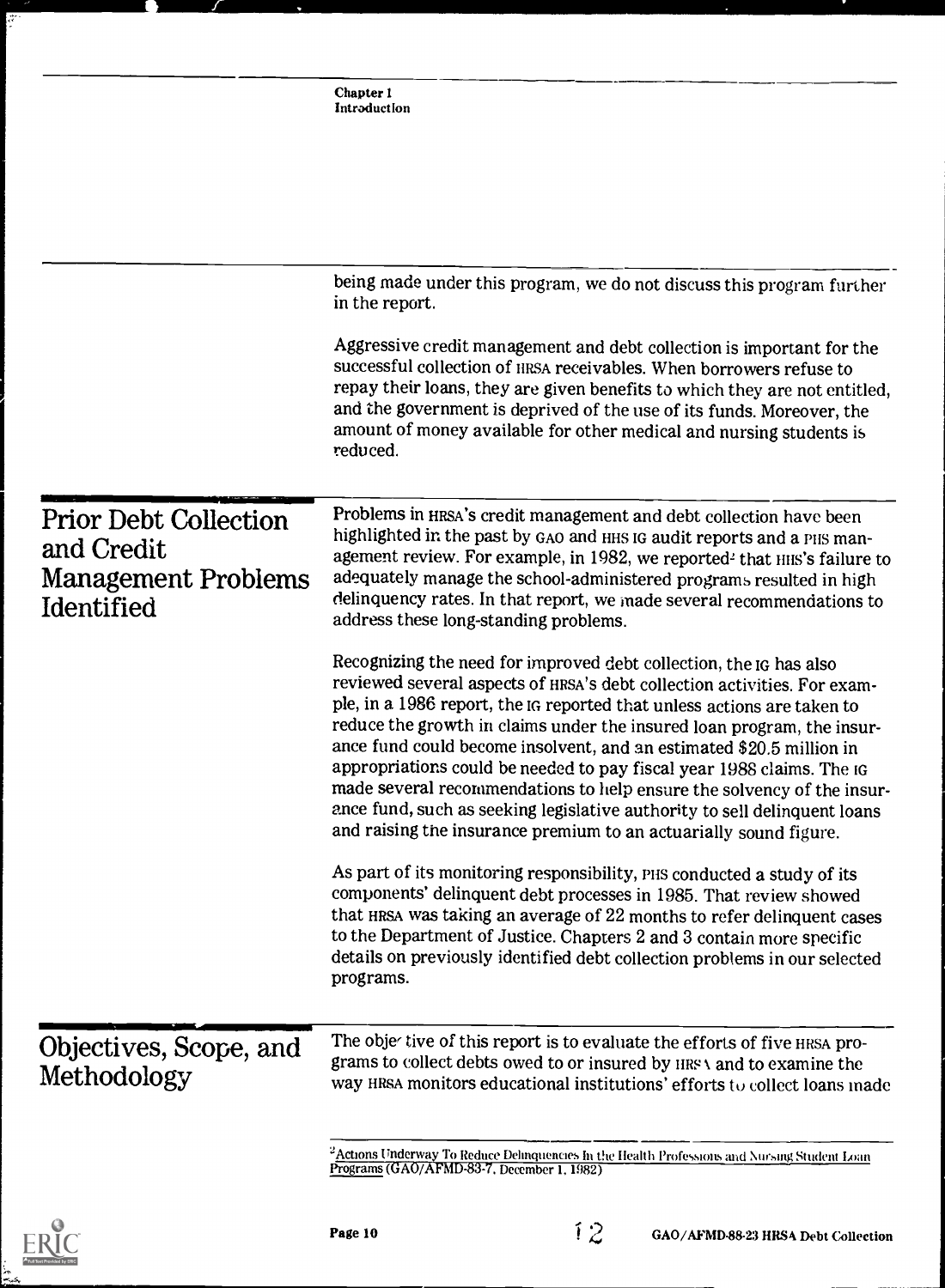being made under this program, we do not discuss this program further in the report.

Aggressive credit management and debt collection is important for the successful collection of HRSA receivables. When borrowers refuse to repay their loans, they are given benefits to which they are not entitled, and the government is deprived of the use of its funds. Moreover, the amount of money available for other medical and nursing students is reduced.

## Prior Debt Collection and Credit Management Problems Identified

Problems in HRSA's credit management and debt collection have been highlighted in the past by GAO and HHS IG audit reports and a PHS management review. For example, in 1982, we reported[2] that HHS's failure to adequately manage the school-administered programs resulted in high delinquency rates. In that report, we made several recommendations to address these long-standing problems.

Recognizing the need for improved debt collection, the IG has also reviewed several aspects of HRSA's debt collection activities. For example, in a 1986 report, the IG reported that unless actions are taken to reduce the growth in claims under the insured loan program, the insurance fund could become insolvent, and an estimated $20.5 million in appropriations could be needed to pay fiscal year 1988 claims. The IG made several recommendations to help ensure the solvency of the insurance fund, such as seeking legislative authority to sell delinquent loans and raising the insurance premium to an actuarially sound figure.

As part of its monitoring responsibility, PHS conducted a study of its components' delinquent debt processes in 1985. That review showed that HRSA was taking an average of 22 months to refer delinquent cases to the Department of Justice. Chapters 2 and 3 contain more specific details on previously identified debt collection problems in our selected programs.

## Objectives, Scope, and Methodology

The objective of this report is to evaluate the efforts of five HRSA programs to collect debts owed to or insured by HRSA and to examine the way HRSA monitors educational institutions' efforts to collect loans made

[2] Actions Underway To Reduce Delinquencies In the Health Professions and Nursing Student Loan Programs (GAO/AFMD-83-7, December 1, 1982)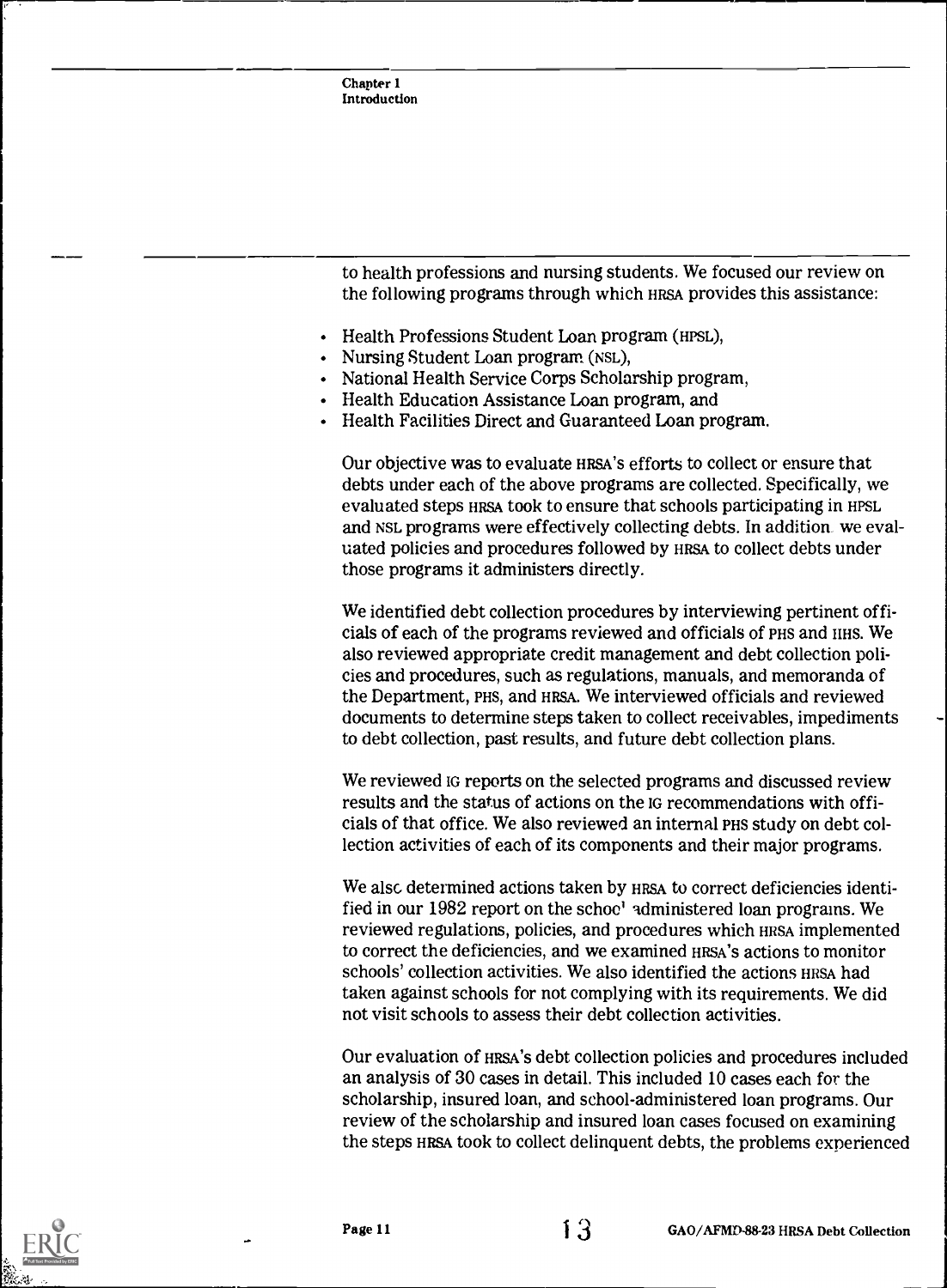to health professions and nursing students. We focused our review on the following programs through which HRSA provides this assistance:

- Health Professions Student Loan program (HPSL),
- Nursing Student Loan program (NSL),
- National Health Service Corps Scholarship program,
- Health Education Assistance Loan program, and
- Health Facilities Direct and Guaranteed Loan program.

Our objective was to evaluate HRSA's efforts to collect or ensure that debts under each of the above programs are collected. Specifically, we evaluated steps HRSA took to ensure that schools participating in HPSL and NSL programs were effectively collecting debts. In addition we evaluated policies and procedures followed by HRSA to collect debts under those programs it administers directly.

We identified debt collection procedures by interviewing pertinent officials of each of the programs reviewed and officials of PHS and HHS. We also reviewed appropriate credit management and debt collection policies and procedures, such as regulations, manuals, and memoranda of the Department, PHS, and HRSA. We interviewed officials and reviewed documents to determine steps taken to collect receivables, impediments to debt collection, past results, and future debt collection plans.

We reviewed IG reports on the selected programs and discussed review results and the status of actions on the IG recommendations with officials of that office. We also reviewed an internal PHS study on debt collection activities of each of its components and their major programs.

We also determined actions taken by HRSA to correct deficiencies identified in our 1982 report on the school administered loan programs. We reviewed regulations, policies, and procedures which HRSA implemented to correct the deficiencies, and we examined HRSA's actions to monitor schools' collection activities. We also identified the actions HRSA had taken against schools for not complying with its requirements. We did not visit schools to assess their debt collection activities.

Our evaluation of HRSA's debt collection policies and procedures included an analysis of 30 cases in detail. This included 10 cases each for the scholarship, insured loan, and school-administered loan programs. Our review of the scholarship and insured loan cases focused on examining the steps HRSA took to collect delinquent debts, the problems experienced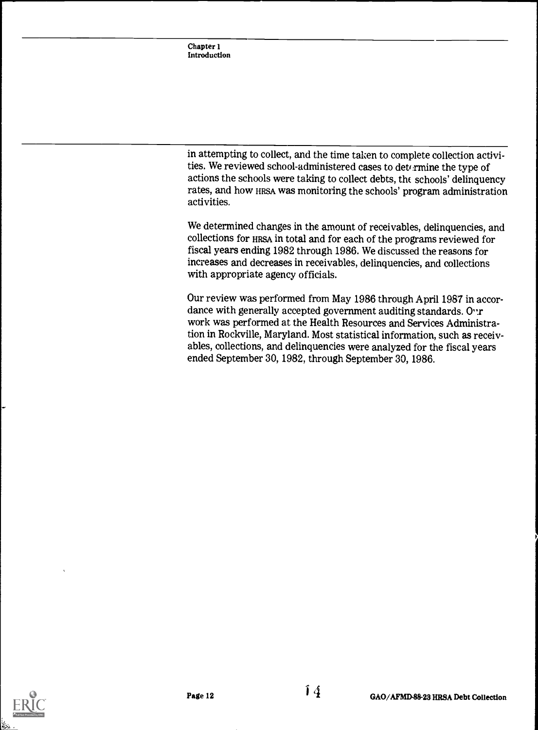in attempting to collect, and the time taken to complete collection activities. We reviewed school-administered cases to determine the type of actions the schools were taking to collect debts, the schools' delinquency rates, and how HRSA was monitoring the schools' program administration activities.

We determined changes in the amount of receivables, delinquencies, and collections for HRSA in total and for each of the programs reviewed for fiscal years ending 1982 through 1986. We discussed the reasons for increases and decreases in receivables, delinquencies, and collections with appropriate agency officials.

Our review was performed from May 1986 through April 1987 in accordance with generally accepted government auditing standards. Our work was performed at the Health Resources and Services Administration in Rockville, Maryland. Most statistical information, such as receivables, collections, and delinquencies were analyzed for the fiscal years ended September 30, 1982, through September 30, 1986.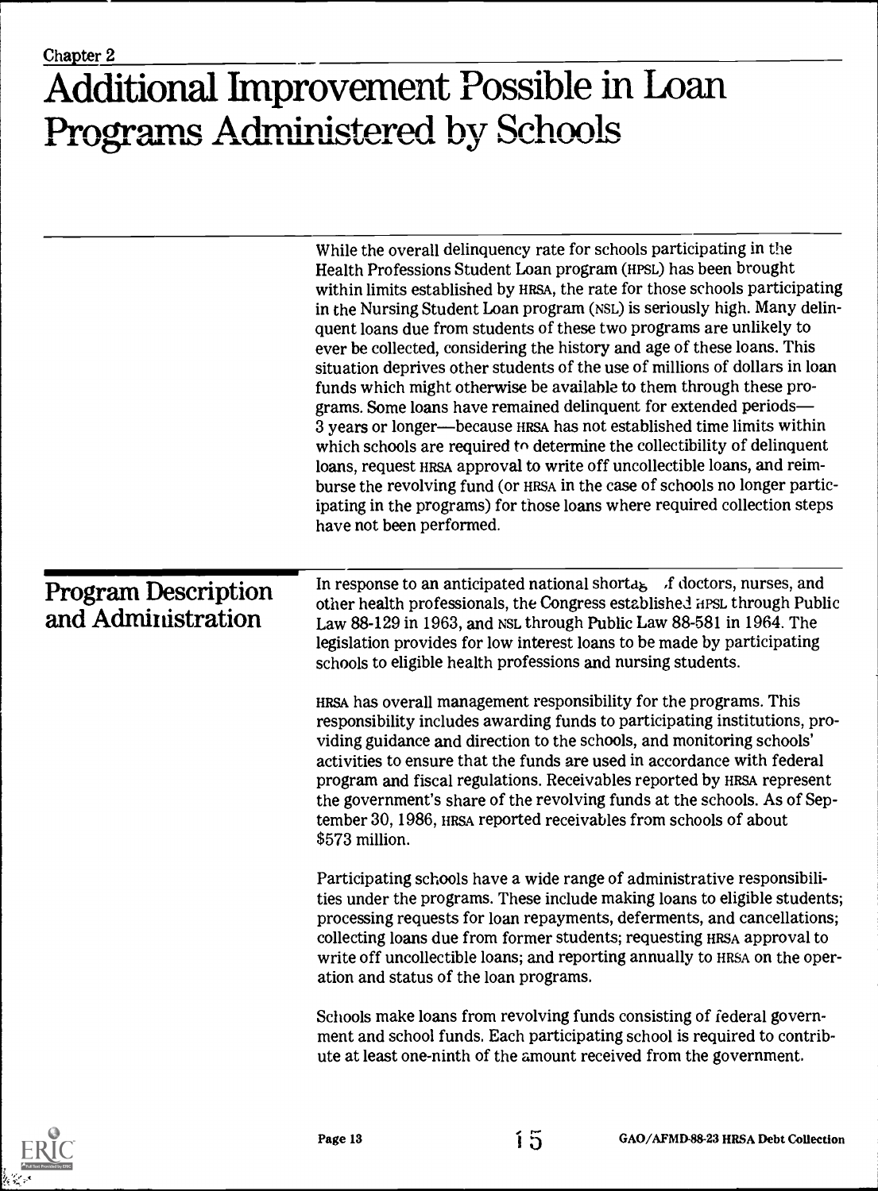Chapter 2

# Additional Improvement Possible in Loan Programs Administered by Schools

While the overall delinquency rate for schools participating in the Health Professions Student Loan program (HPSL) has been brought within limits established by HRSA, the rate for those schools participating in the Nursing Student Loan program (NSL) is seriously high. Many delinquent loans due from students of these two programs are unlikely to ever be collected, considering the history and age of these loans. This situation deprives other students of the use of millions of dollars in loan funds which might otherwise be available to them through these programs. Some loans have remained delinquent for extended periods—3 years or longer—because HRSA has not established time limits within which schools are required to determine the collectibility of delinquent loans, request HRSA approval to write off uncollectible loans, and reimburse the revolving fund (or HRSA in the case of schools no longer participating in the programs) for those loans where required collection steps have not been performed.

## Program Description and Administration

In response to an anticipated national shortage of doctors, nurses, and other health professionals, the Congress established HPSL through Public Law 88-129 in 1963, and NSL through Public Law 88-581 in 1964. The legislation provides for low interest loans to be made by participating schools to eligible health professions and nursing students.

HRSA has overall management responsibility for the programs. This responsibility includes awarding funds to participating institutions, providing guidance and direction to the schools, and monitoring schools' activities to ensure that the funds are used in accordance with federal program and fiscal regulations. Receivables reported by HRSA represent the government's share of the revolving funds at the schools. As of September 30, 1986, HRSA reported receivables from schools of about $573 million.

Participating schools have a wide range of administrative responsibilities under the programs. These include making loans to eligible students; processing requests for loan repayments, deferments, and cancellations; collecting loans due from former students; requesting HRSA approval to write off uncollectible loans; and reporting annually to HRSA on the operation and status of the loan programs.

Schools make loans from revolving funds consisting of federal government and school funds. Each participating school is required to contribute at least one-ninth of the amount received from the government.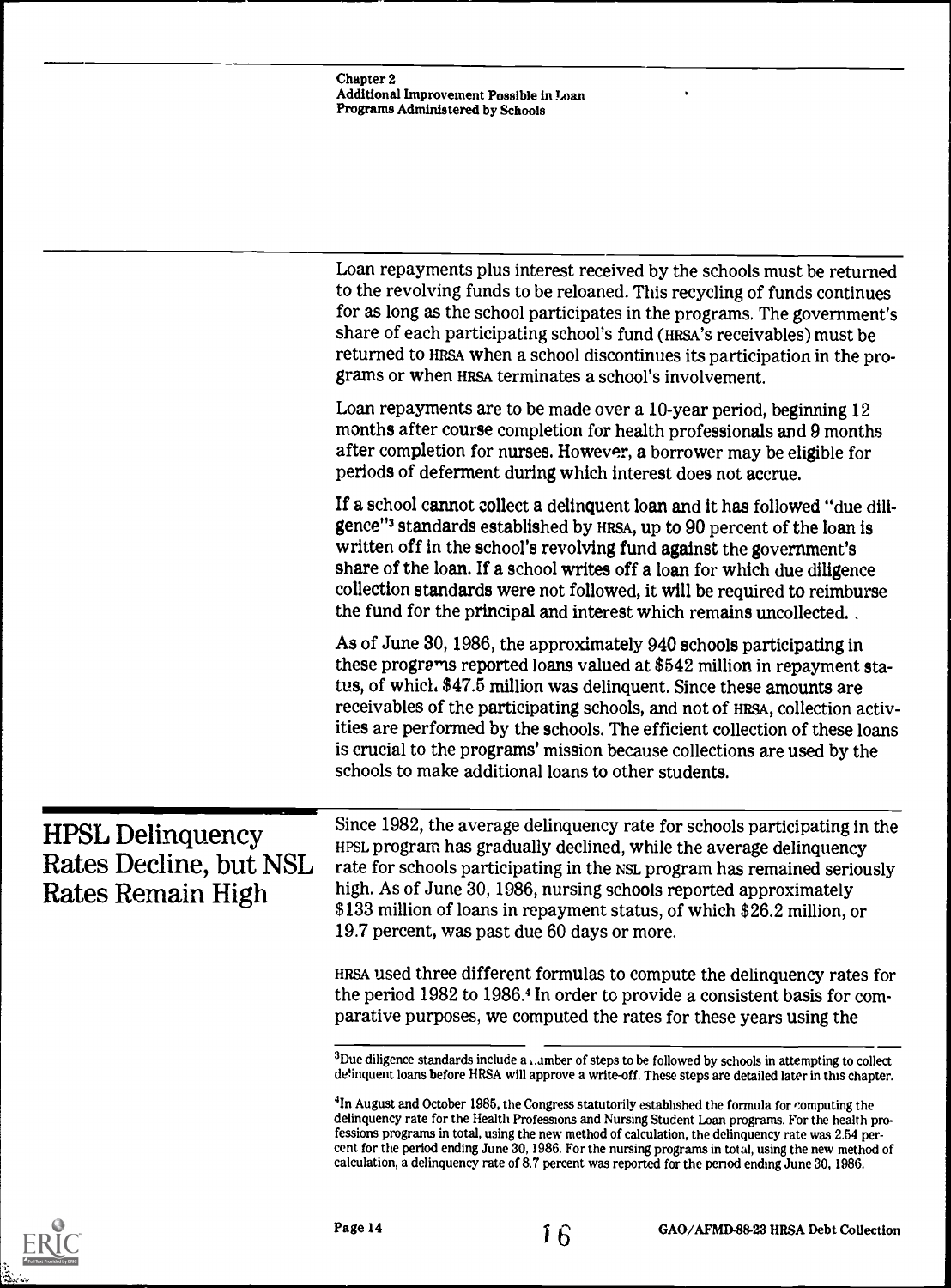Loan repayments plus interest received by the schools must be returned to the revolving funds to be reloaned. This recycling of funds continues for as long as the school participates in the programs. The government's share of each participating school's fund (HRSA's receivables) must be returned to HRSA when a school discontinues its participation in the programs or when HRSA terminates a school's involvement.

Loan repayments are to be made over a 10-year period, beginning 12 months after course completion for health professionals and 9 months after completion for nurses. However, a borrower may be eligible for periods of deferment during which interest does not accrue.

If a school cannot collect a delinquent loan and it has followed "due diligence"[3] standards established by HRSA, up to 90 percent of the loan is written off in the school's revolving fund against the government's share of the loan. If a school writes off a loan for which due diligence collection standards were not followed, it will be required to reimburse the fund for the principal and interest which remains uncollected.

As of June 30, 1986, the approximately 940 schools participating in these programs reported loans valued at $542 million in repayment status, of which $47.5 million was delinquent. Since these amounts are receivables of the participating schools, and not of HRSA, collection activities are performed by the schools. The efficient collection of these loans is crucial to the programs' mission because collections are used by the schools to make additional loans to other students.

## HPSL Delinquency Rates Decline, but NSL Rates Remain High

Since 1982, the average delinquency rate for schools participating in the HPSL program has gradually declined, while the average delinquency rate for schools participating in the NSL program has remained seriously high. As of June 30, 1986, nursing schools reported approximately $133 million of loans in repayment status, of which $26.2 million, or 19.7 percent, was past due 60 days or more.

HRSA used three different formulas to compute the delinquency rates for the period 1982 to 1986.[4] In order to provide a consistent basis for comparative purposes, we computed the rates for these years using the

---

[3]Due diligence standards include a number of steps to be followed by schools in attempting to collect delinquent loans before HRSA will approve a write-off. These steps are detailed later in this chapter.

[4]In August and October 1985, the Congress statutorily established the formula for computing the delinquency rate for the Health Professions and Nursing Student Loan programs. For the health professions programs in total, using the new method of calculation, the delinquency rate was 2.54 percent for the period ending June 30, 1986. For the nursing programs in total, using the new method of calculation, a delinquency rate of 8.7 percent was reported for the period ending June 30, 1986.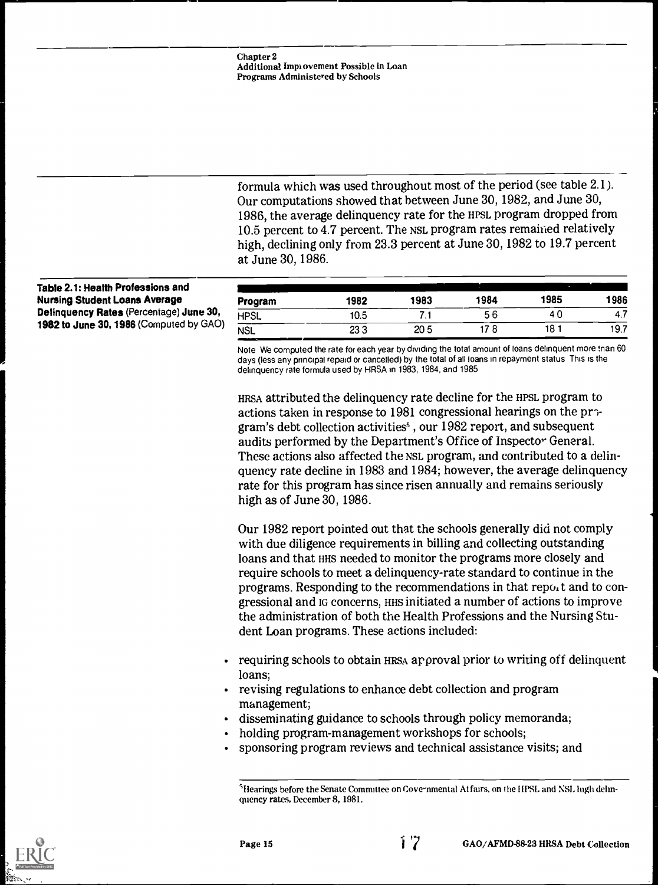formula which was used throughout most of the period (see table 2.1). Our computations showed that between June 30, 1982, and June 30, 1986, the average delinquency rate for the HPSL program dropped from 10.5 percent to 4.7 percent. The NSL program rates remained relatively high, declining only from 23.3 percent at June 30, 1982 to 19.7 percent at June 30, 1986.

**Table 2.1: Health Professions and Nursing Student Loans Average Delinquency Rates** (Percentage) **June 30, 1982 to June 30, 1986** (Computed by GAO)

| Program | 1982 | 1983 | 1984 | 1985 | 1986 |
|---|---|---|---|---|---|
| HPSL | 10.5 | 7.1 | 5.6 | 4.0 | 4.7 |
| NSL | 23.3 | 20.5 | 17.8 | 18.1 | 19.7 |

Note: We computed the rate for each year by dividing the total amount of loans delinquent more than 60 days (less any principal repaid or cancelled) by the total of all loans in repayment status. This is the delinquency rate formula used by HRSA in 1983, 1984, and 1985.

HRSA attributed the delinquency rate decline for the HPSL program to actions taken in response to 1981 congressional hearings on the program's debt collection activities[5], our 1982 report, and subsequent audits performed by the Department's Office of Inspector General. These actions also affected the NSL program, and contributed to a delinquency rate decline in 1983 and 1984; however, the average delinquency rate for this program has since risen annually and remains seriously high as of June 30, 1986.

Our 1982 report pointed out that the schools generally did not comply with due diligence requirements in billing and collecting outstanding loans and that HHS needed to monitor the programs more closely and require schools to meet a delinquency-rate standard to continue in the programs. Responding to the recommendations in that report and to congressional and IG concerns, HHS initiated a number of actions to improve the administration of both the Health Professions and the Nursing Student Loan programs. These actions included:

- requiring schools to obtain HRSA approval prior to writing off delinquent loans;
- revising regulations to enhance debt collection and program management;
- disseminating guidance to schools through policy memoranda;
- holding program-management workshops for schools;
- sponsoring program reviews and technical assistance visits; and

[5]Hearings before the Senate Committee on Governmental Affairs, on the HPSL and NSL high delinquency rates, December 8, 1981.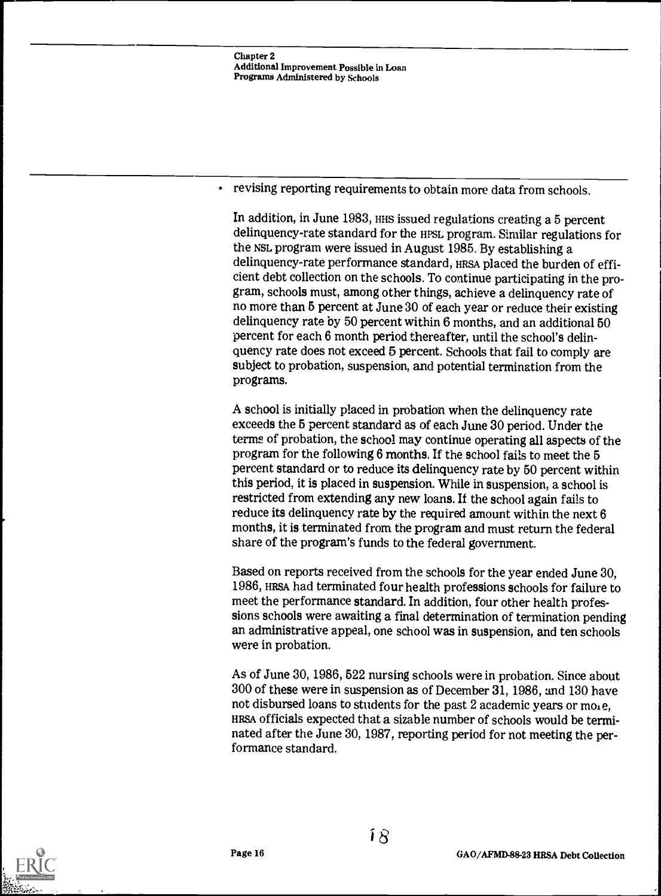- revising reporting requirements to obtain more data from schools.

In addition, in June 1983, HHS issued regulations creating a 5 percent delinquency-rate standard for the HPSL program. Similar regulations for the NSL program were issued in August 1985. By establishing a delinquency-rate performance standard, HRSA placed the burden of efficient debt collection on the schools. To continue participating in the program, schools must, among other things, achieve a delinquency rate of no more than 5 percent at June 30 of each year or reduce their existing delinquency rate by 50 percent within 6 months, and an additional 50 percent for each 6 month period thereafter, until the school's delinquency rate does not exceed 5 percent. Schools that fail to comply are subject to probation, suspension, and potential termination from the programs.

A school is initially placed in probation when the delinquency rate exceeds the 5 percent standard as of each June 30 period. Under the terms of probation, the school may continue operating all aspects of the program for the following 6 months. If the school fails to meet the 5 percent standard or to reduce its delinquency rate by 50 percent within this period, it is placed in suspension. While in suspension, a school is restricted from extending any new loans. If the school again fails to reduce its delinquency rate by the required amount within the next 6 months, it is terminated from the program and must return the federal share of the program's funds to the federal government.

Based on reports received from the schools for the year ended June 30, 1986, HRSA had terminated four health professions schools for failure to meet the performance standard. In addition, four other health professions schools were awaiting a final determination of termination pending an administrative appeal, one school was in suspension, and ten schools were in probation.

As of June 30, 1986, 522 nursing schools were in probation. Since about 300 of these were in suspension as of December 31, 1986, and 130 have not disbursed loans to students for the past 2 academic years or more, HRSA officials expected that a sizable number of schools would be terminated after the June 30, 1987, reporting period for not meeting the performance standard.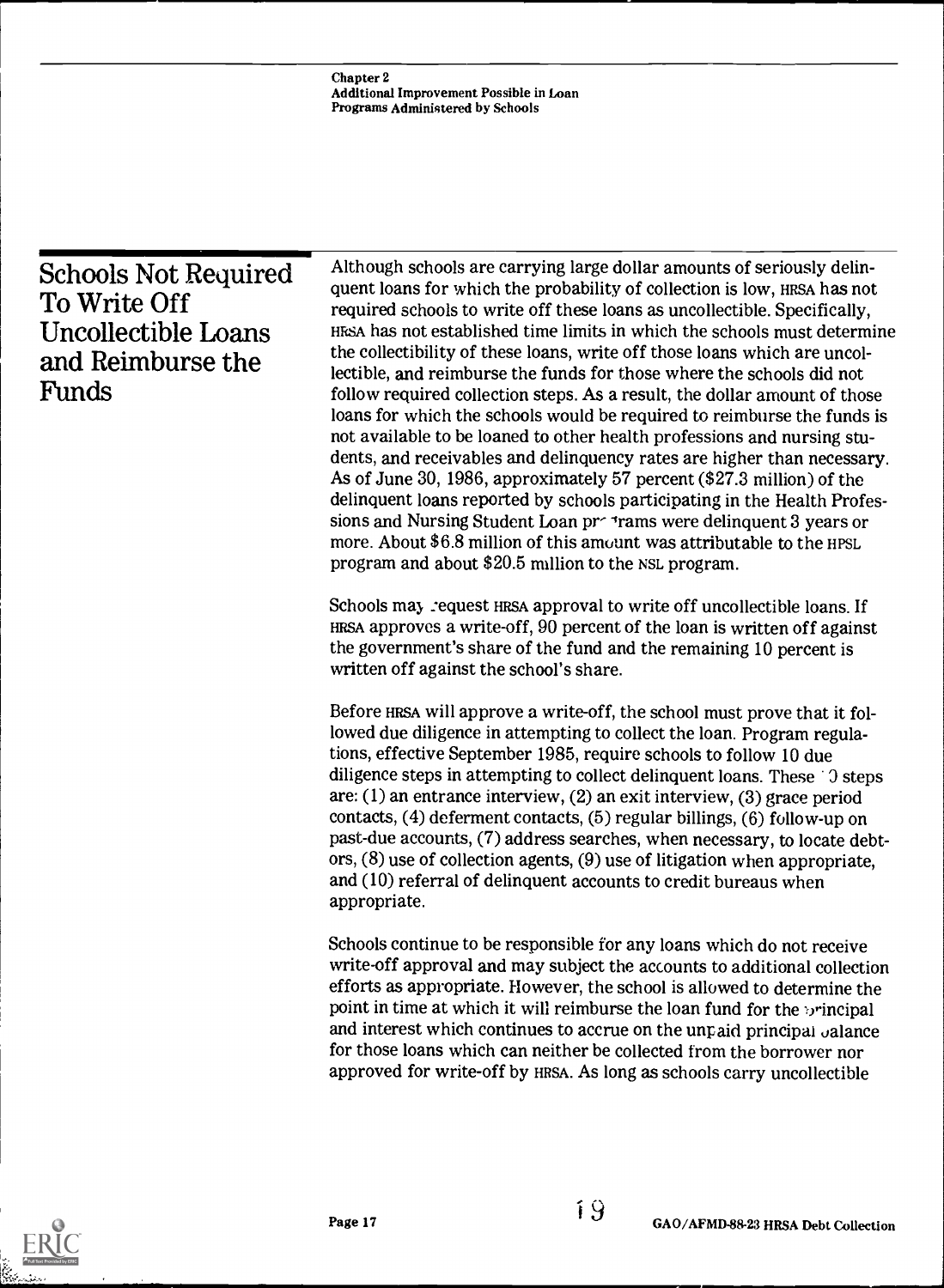## Schools Not Required To Write Off Uncollectible Loans and Reimburse the Funds

Although schools are carrying large dollar amounts of seriously delinquent loans for which the probability of collection is low, HRSA has not required schools to write off these loans as uncollectible. Specifically, HRSA has not established time limits in which the schools must determine the collectibility of these loans, write off those loans which are uncollectible, and reimburse the funds for those where the schools did not follow required collection steps. As a result, the dollar amount of those loans for which the schools would be required to reimburse the funds is not available to be loaned to other health professions and nursing students, and receivables and delinquency rates are higher than necessary. As of June 30, 1986, approximately 57 percent ($27.3 million) of the delinquent loans reported by schools participating in the Health Professions and Nursing Student Loan programs were delinquent 3 years or more. About $6.8 million of this amount was attributable to the HPSL program and about $20.5 million to the NSL program.

Schools may request HRSA approval to write off uncollectible loans. If HRSA approves a write-off, 90 percent of the loan is written off against the government's share of the fund and the remaining 10 percent is written off against the school's share.

Before HRSA will approve a write-off, the school must prove that it followed due diligence in attempting to collect the loan. Program regulations, effective September 1985, require schools to follow 10 due diligence steps in attempting to collect delinquent loans. These 10 steps are: (1) an entrance interview, (2) an exit interview, (3) grace period contacts, (4) deferment contacts, (5) regular billings, (6) follow-up on past-due accounts, (7) address searches, when necessary, to locate debtors, (8) use of collection agents, (9) use of litigation when appropriate, and (10) referral of delinquent accounts to credit bureaus when appropriate.

Schools continue to be responsible for any loans which do not receive write-off approval and may subject the accounts to additional collection efforts as appropriate. However, the school is allowed to determine the point in time at which it will reimburse the loan fund for the principal and interest which continues to accrue on the unpaid principal balance for those loans which can neither be collected from the borrower nor approved for write-off by HRSA. As long as schools carry uncollectible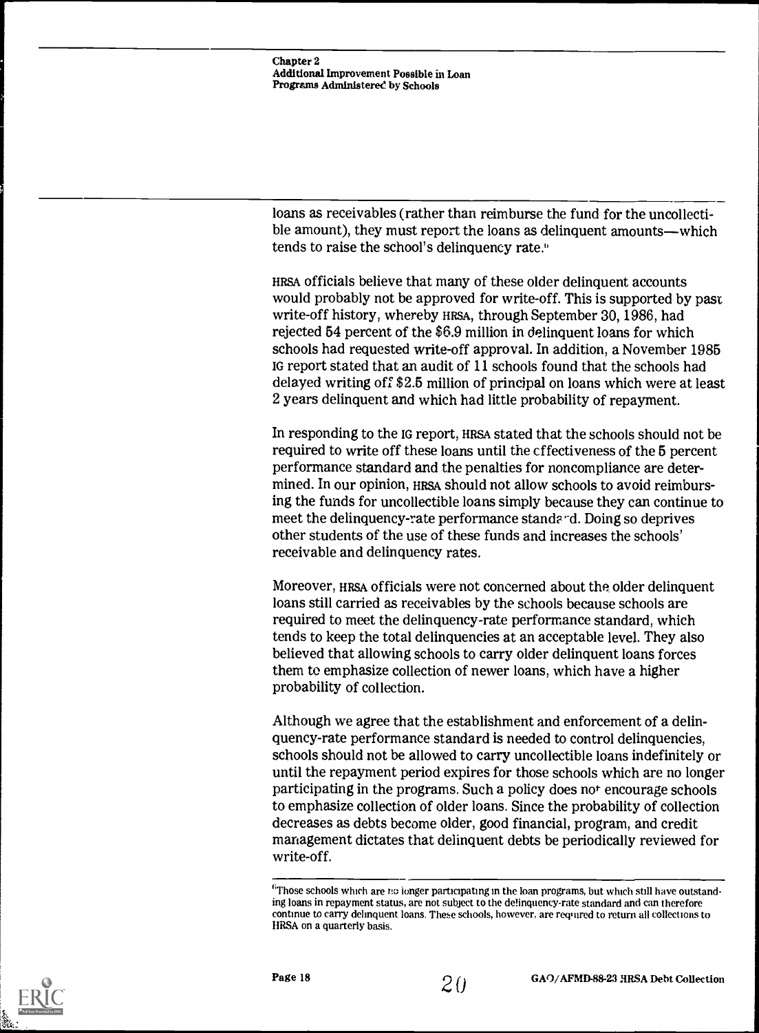loans as receivables (rather than reimburse the fund for the uncollectible amount), they must report the loans as delinquent amounts—which tends to raise the school's delinquency rate.[6]

HRSA officials believe that many of these older delinquent accounts would probably not be approved for write-off. This is supported by past write-off history, whereby HRSA, through September 30, 1986, had rejected 54 percent of the $6.9 million in delinquent loans for which schools had requested write-off approval. In addition, a November 1985 IG report stated that an audit of 11 schools found that the schools had delayed writing off $2.5 million of principal on loans which were at least 2 years delinquent and which had little probability of repayment.

In responding to the IG report, HRSA stated that the schools should not be required to write off these loans until the effectiveness of the 5 percent performance standard and the penalties for noncompliance are determined. In our opinion, HRSA should not allow schools to avoid reimbursing the funds for uncollectible loans simply because they can continue to meet the delinquency-rate performance standard. Doing so deprives other students of the use of these funds and increases the schools' receivable and delinquency rates.

Moreover, HRSA officials were not concerned about the older delinquent loans still carried as receivables by the schools because schools are required to meet the delinquency-rate performance standard, which tends to keep the total delinquencies at an acceptable level. They also believed that allowing schools to carry older delinquent loans forces them to emphasize collection of newer loans, which have a higher probability of collection.

Although we agree that the establishment and enforcement of a delinquency-rate performance standard is needed to control delinquencies, schools should not be allowed to carry uncollectible loans indefinitely or until the repayment period expires for those schools which are no longer participating in the programs. Such a policy does not encourage schools to emphasize collection of older loans. Since the probability of collection decreases as debts become older, good financial, program, and credit management dictates that delinquent debts be periodically reviewed for write-off.

---

[6] Those schools which are no longer participating in the loan programs, but which still have outstanding loans in repayment status, are not subject to the delinquency-rate standard and can therefore continue to carry delinquent loans. These schools, however, are required to return all collections to HRSA on a quarterly basis.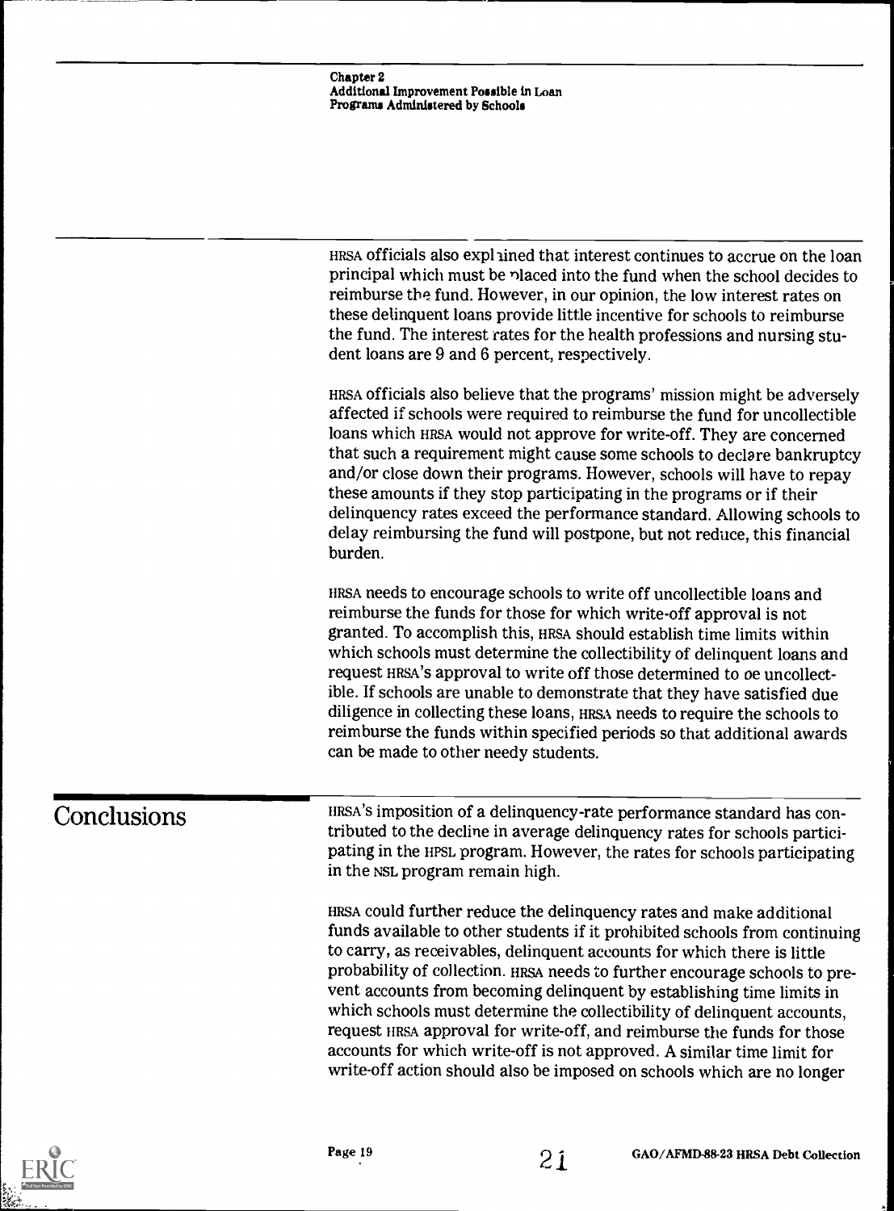HRSA officials also explained that interest continues to accrue on the loan principal which must be placed into the fund when the school decides to reimburse the fund. However, in our opinion, the low interest rates on these delinquent loans provide little incentive for schools to reimburse the fund. The interest rates for the health professions and nursing student loans are 9 and 6 percent, respectively.

HRSA officials also believe that the programs' mission might be adversely affected if schools were required to reimburse the fund for uncollectible loans which HRSA would not approve for write-off. They are concerned that such a requirement might cause some schools to declare bankruptcy and/or close down their programs. However, schools will have to repay these amounts if they stop participating in the programs or if their delinquency rates exceed the performance standard. Allowing schools to delay reimbursing the fund will postpone, but not reduce, this financial burden.

HRSA needs to encourage schools to write off uncollectible loans and reimburse the funds for those for which write-off approval is not granted. To accomplish this, HRSA should establish time limits within which schools must determine the collectibility of delinquent loans and request HRSA's approval to write off those determined to be uncollectible. If schools are unable to demonstrate that they have satisfied due diligence in collecting these loans, HRSA needs to require the schools to reimburse the funds within specified periods so that additional awards can be made to other needy students.

## Conclusions

HRSA's imposition of a delinquency-rate performance standard has contributed to the decline in average delinquency rates for schools participating in the HPSL program. However, the rates for schools participating in the NSL program remain high.

HRSA could further reduce the delinquency rates and make additional funds available to other students if it prohibited schools from continuing to carry, as receivables, delinquent accounts for which there is little probability of collection. HRSA needs to further encourage schools to prevent accounts from becoming delinquent by establishing time limits in which schools must determine the collectibility of delinquent accounts, request HRSA approval for write-off, and reimburse the funds for those accounts for which write-off is not approved. A similar time limit for write-off action should also be imposed on schools which are no longer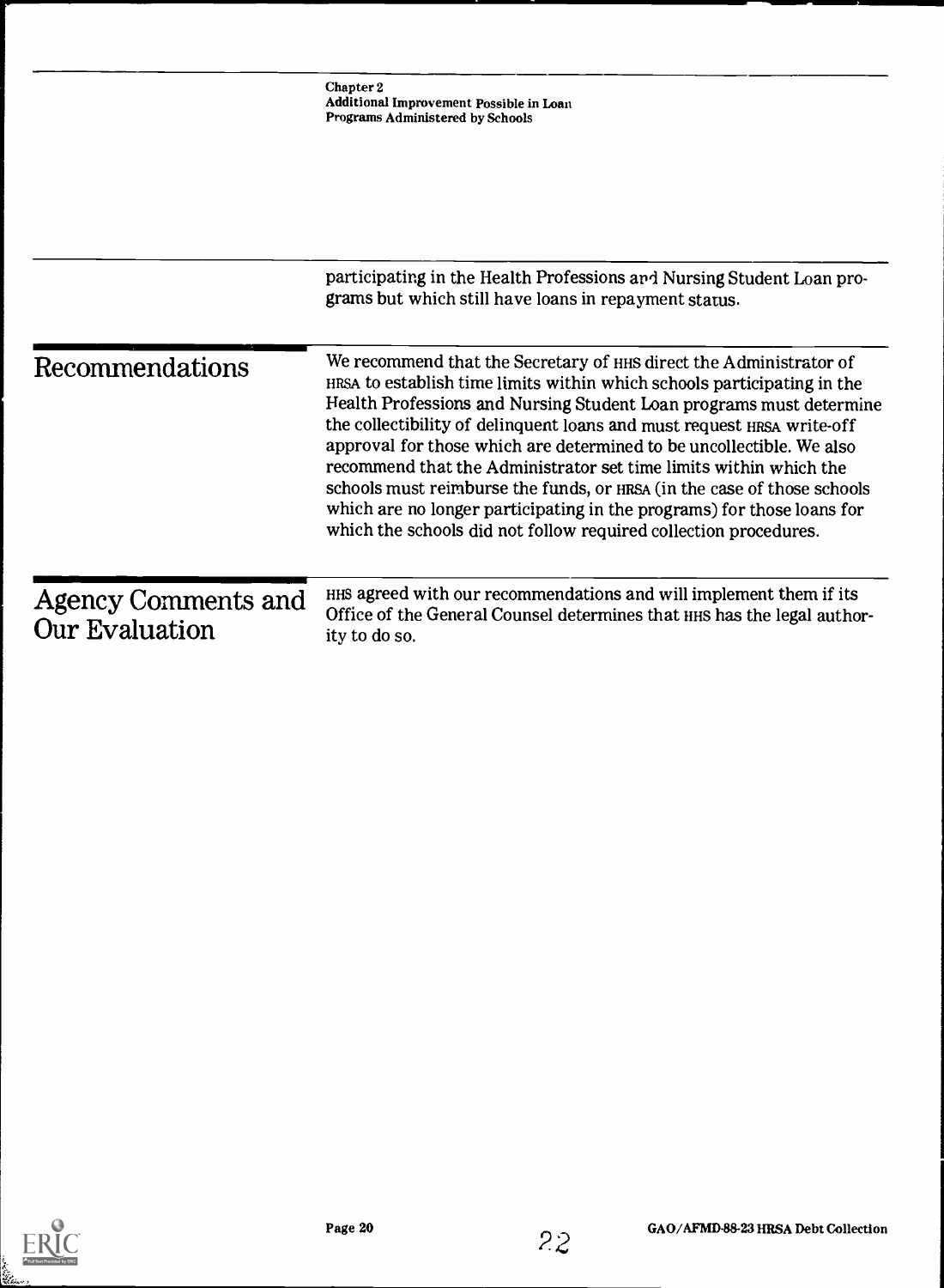participating in the Health Professions and Nursing Student Loan programs but which still have loans in repayment status.

## Recommendations

We recommend that the Secretary of HHS direct the Administrator of HRSA to establish time limits within which schools participating in the Health Professions and Nursing Student Loan programs must determine the collectibility of delinquent loans and must request HRSA write-off approval for those which are determined to be uncollectible. We also recommend that the Administrator set time limits within which the schools must reimburse the funds, or HRSA (in the case of those schools which are no longer participating in the programs) for those loans for which the schools did not follow required collection procedures.

## Agency Comments and Our Evaluation

HHS agreed with our recommendations and will implement them if its Office of the General Counsel determines that HHS has the legal authority to do so.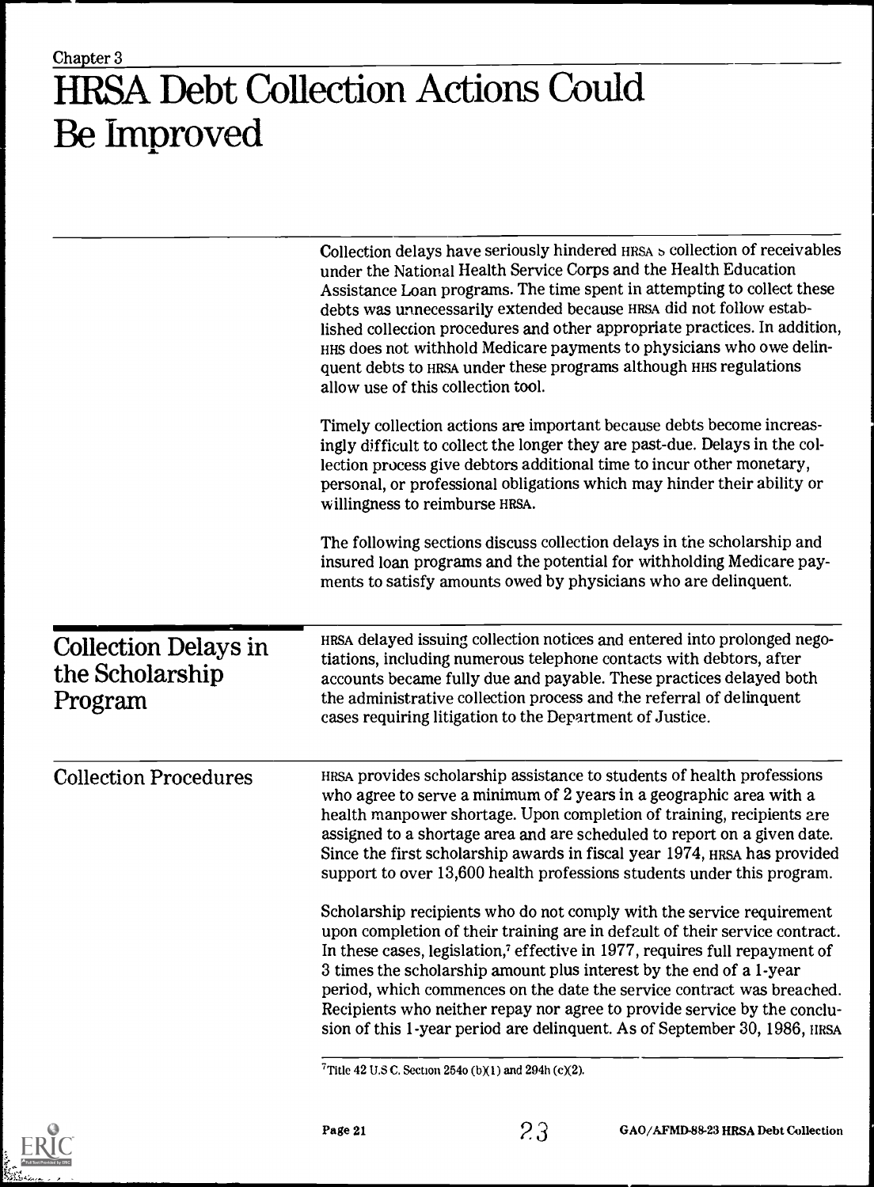Chapter 3

# HRSA Debt Collection Actions Could Be Improved

Collection delays have seriously hindered HRSA's collection of receivables under the National Health Service Corps and the Health Education Assistance Loan programs. The time spent in attempting to collect these debts was unnecessarily extended because HRSA did not follow established collection procedures and other appropriate practices. In addition, HHS does not withhold Medicare payments to physicians who owe delinquent debts to HRSA under these programs although HHS regulations allow use of this collection tool.

Timely collection actions are important because debts become increasingly difficult to collect the longer they are past-due. Delays in the collection process give debtors additional time to incur other monetary, personal, or professional obligations which may hinder their ability or willingness to reimburse HRSA.

The following sections discuss collection delays in the scholarship and insured loan programs and the potential for withholding Medicare payments to satisfy amounts owed by physicians who are delinquent.

## Collection Delays in the Scholarship Program

HRSA delayed issuing collection notices and entered into prolonged negotiations, including numerous telephone contacts with debtors, after accounts became fully due and payable. These practices delayed both the administrative collection process and the referral of delinquent cases requiring litigation to the Department of Justice.

### Collection Procedures

HRSA provides scholarship assistance to students of health professions who agree to serve a minimum of 2 years in a geographic area with a health manpower shortage. Upon completion of training, recipients are assigned to a shortage area and are scheduled to report on a given date. Since the first scholarship awards in fiscal year 1974, HRSA has provided support to over 13,600 health professions students under this program.

Scholarship recipients who do not comply with the service requirement upon completion of their training are in default of their service contract. In these cases, legislation,[7] effective in 1977, requires full repayment of 3 times the scholarship amount plus interest by the end of a 1-year period, which commences on the date the service contract was breached. Recipients who neither repay nor agree to provide service by the conclusion of this 1-year period are delinquent. As of September 30, 1986, HRSA

[7] Title 42 U.S.C. Section 254o (b)(1) and 294h (c)(2).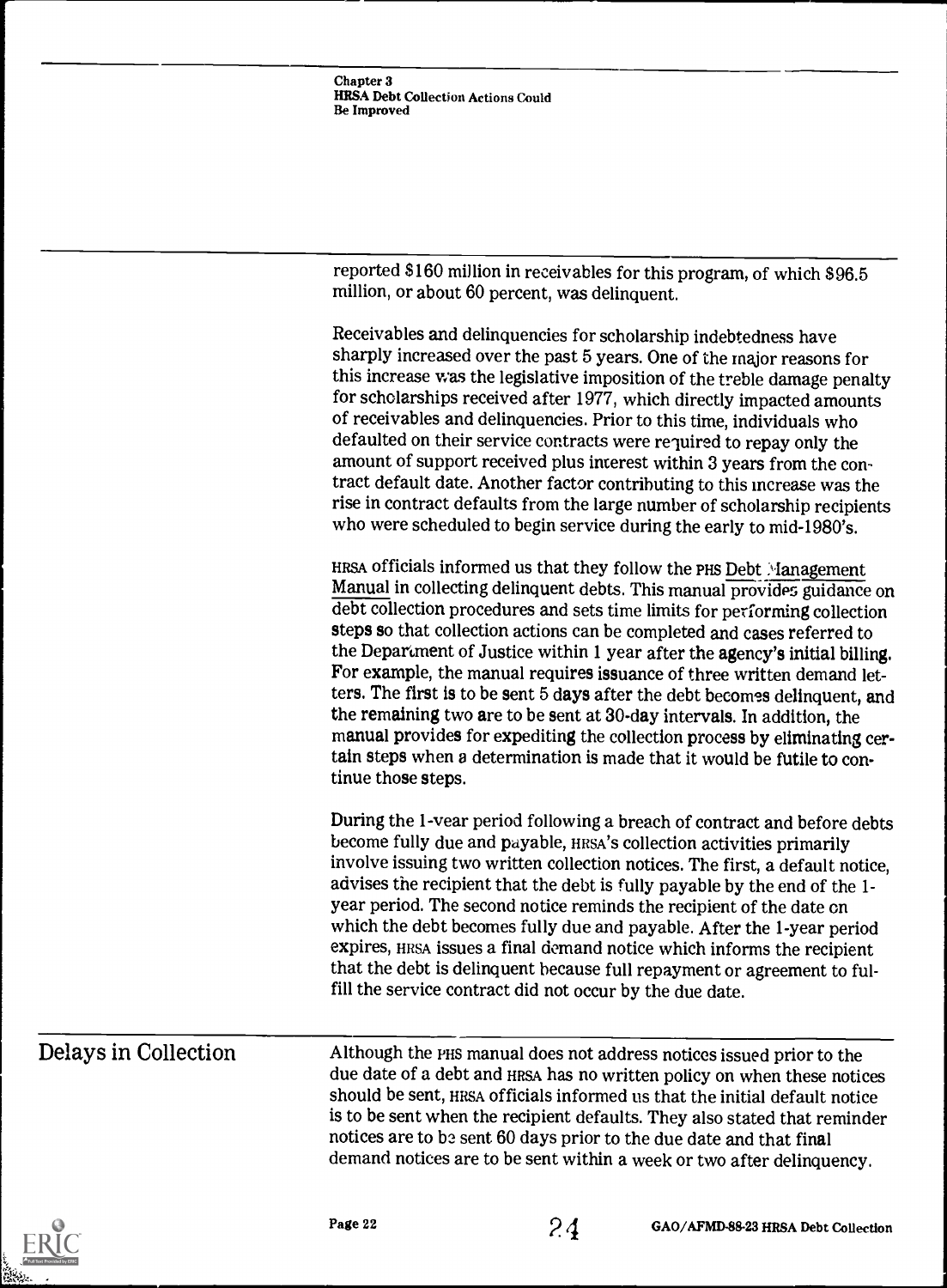reported $160 million in receivables for this program, of which $96.5 million, or about 60 percent, was delinquent.

Receivables and delinquencies for scholarship indebtedness have sharply increased over the past 5 years. One of the major reasons for this increase was the legislative imposition of the treble damage penalty for scholarships received after 1977, which directly impacted amounts of receivables and delinquencies. Prior to this time, individuals who defaulted on their service contracts were required to repay only the amount of support received plus interest within 3 years from the contract default date. Another factor contributing to this increase was the rise in contract defaults from the large number of scholarship recipients who were scheduled to begin service during the early to mid-1980's.

HRSA officials informed us that they follow the PHS Debt Management Manual in collecting delinquent debts. This manual provides guidance on debt collection procedures and sets time limits for performing collection steps so that collection actions can be completed and cases referred to the Department of Justice within 1 year after the agency's initial billing. For example, the manual requires issuance of three written demand letters. The first is to be sent 5 days after the debt becomes delinquent, and the remaining two are to be sent at 30-day intervals. In addition, the manual provides for expediting the collection process by eliminating certain steps when a determination is made that it would be futile to continue those steps.

During the 1-year period following a breach of contract and before debts become fully due and payable, HRSA's collection activities primarily involve issuing two written collection notices. The first, a default notice, advises the recipient that the debt is fully payable by the end of the 1-year period. The second notice reminds the recipient of the date on which the debt becomes fully due and payable. After the 1-year period expires, HRSA issues a final demand notice which informs the recipient that the debt is delinquent because full repayment or agreement to fulfill the service contract did not occur by the due date.

## Delays in Collection

Although the PHS manual does not address notices issued prior to the due date of a debt and HRSA has no written policy on when these notices should be sent, HRSA officials informed us that the initial default notice is to be sent when the recipient defaults. They also stated that reminder notices are to be sent 60 days prior to the due date and that final demand notices are to be sent within a week or two after delinquency.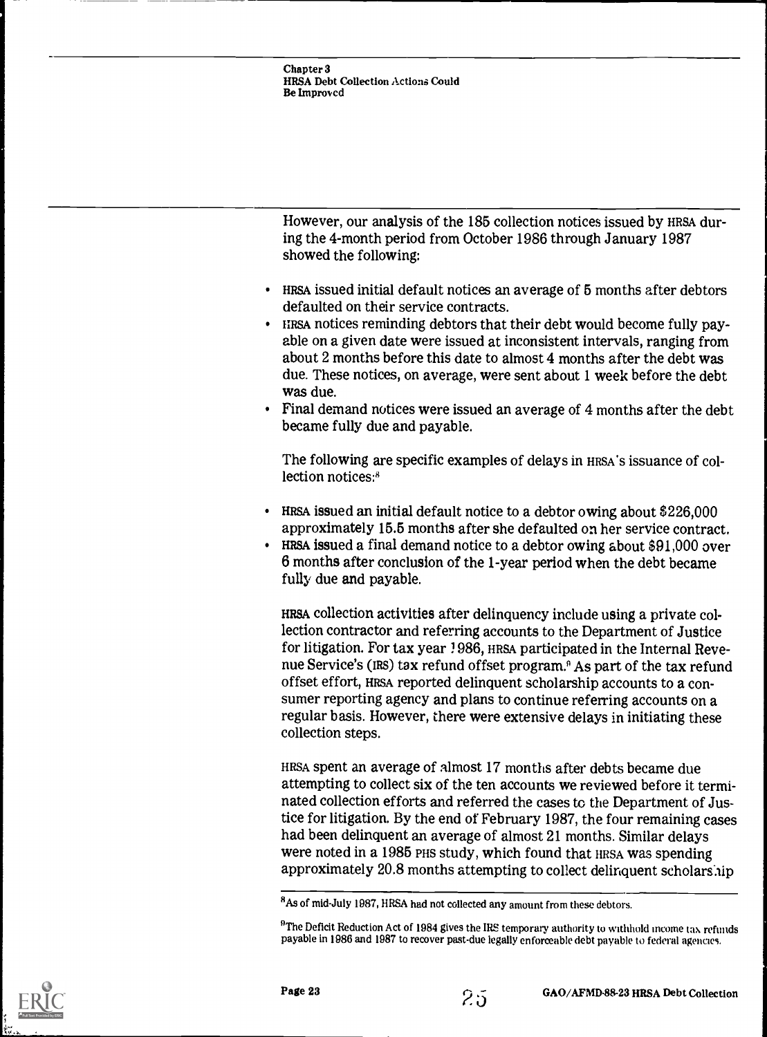However, our analysis of the 185 collection notices issued by HRSA during the 4-month period from October 1986 through January 1987 showed the following:

- HRSA issued initial default notices an average of 5 months after debtors defaulted on their service contracts.
- HRSA notices reminding debtors that their debt would become fully payable on a given date were issued at inconsistent intervals, ranging from about 2 months before this date to almost 4 months after the debt was due. These notices, on average, were sent about 1 week before the debt was due.
- Final demand notices were issued an average of 4 months after the debt became fully due and payable.

The following are specific examples of delays in HRSA's issuance of collection notices:[8]

- HRSA issued an initial default notice to a debtor owing about $226,000 approximately 15.5 months after she defaulted on her service contract.
- HRSA issued a final demand notice to a debtor owing about $91,000 over 6 months after conclusion of the 1-year period when the debt became fully due and payable.

HRSA collection activities after delinquency include using a private collection contractor and referring accounts to the Department of Justice for litigation. For tax year 1986, HRSA participated in the Internal Revenue Service's (IRS) tax refund offset program.[9] As part of the tax refund offset effort, HRSA reported delinquent scholarship accounts to a consumer reporting agency and plans to continue referring accounts on a regular basis. However, there were extensive delays in initiating these collection steps.

HRSA spent an average of almost 17 months after debts became due attempting to collect six of the ten accounts we reviewed before it terminated collection efforts and referred the cases to the Department of Justice for litigation. By the end of February 1987, the four remaining cases had been delinquent an average of almost 21 months. Similar delays were noted in a 1985 PHS study, which found that HRSA was spending approximately 20.8 months attempting to collect delinquent scholarship

[8] As of mid-July 1987, HRSA had not collected any amount from these debtors.

[9] The Deficit Reduction Act of 1984 gives the IRS temporary authority to withhold income tax refunds payable in 1986 and 1987 to recover past-due legally enforceable debt payable to federal agencies.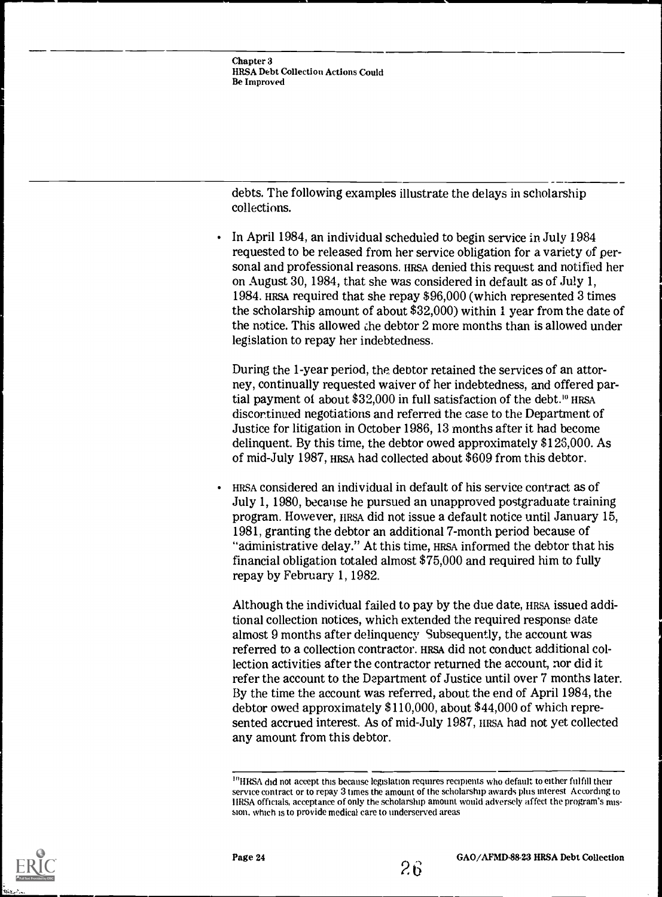debts. The following examples illustrate the delays in scholarship collections.

- In April 1984, an individual scheduled to begin service in July 1984 requested to be released from her service obligation for a variety of personal and professional reasons. HRSA denied this request and notified her on August 30, 1984, that she was considered in default as of July 1, 1984. HRSA required that she repay $96,000 (which represented 3 times the scholarship amount of about $32,000) within 1 year from the date of the notice. This allowed the debtor 2 more months than is allowed under legislation to repay her indebtedness.

  During the 1-year period, the debtor retained the services of an attorney, continually requested waiver of her indebtedness, and offered partial payment of about $32,000 in full satisfaction of the debt.[10] HRSA discontinued negotiations and referred the case to the Department of Justice for litigation in October 1986, 13 months after it had become delinquent. By this time, the debtor owed approximately $126,000. As of mid-July 1987, HRSA had collected about $609 from this debtor.

- HRSA considered an individual in default of his service contract as of July 1, 1980, because he pursued an unapproved postgraduate training program. However, HRSA did not issue a default notice until January 15, 1981, granting the debtor an additional 7-month period because of "administrative delay." At this time, HRSA informed the debtor that his financial obligation totaled almost $75,000 and required him to fully repay by February 1, 1982.

  Although the individual failed to pay by the due date, HRSA issued additional collection notices, which extended the required response date almost 9 months after delinquency. Subsequently, the account was referred to a collection contractor. HRSA did not conduct additional collection activities after the contractor returned the account, nor did it refer the account to the Department of Justice until over 7 months later. By the time the account was referred, about the end of April 1984, the debtor owed approximately $110,000, about $44,000 of which represented accrued interest. As of mid-July 1987, HRSA had not yet collected any amount from this debtor.

---

[10] HRSA did not accept this because legislation requires recipients who default to either fulfill their service contract or to repay 3 times the amount of the scholarship awards plus interest. According to HRSA officials, acceptance of only the scholarship amount would adversely affect the program's mission, which is to provide medical care to underserved areas.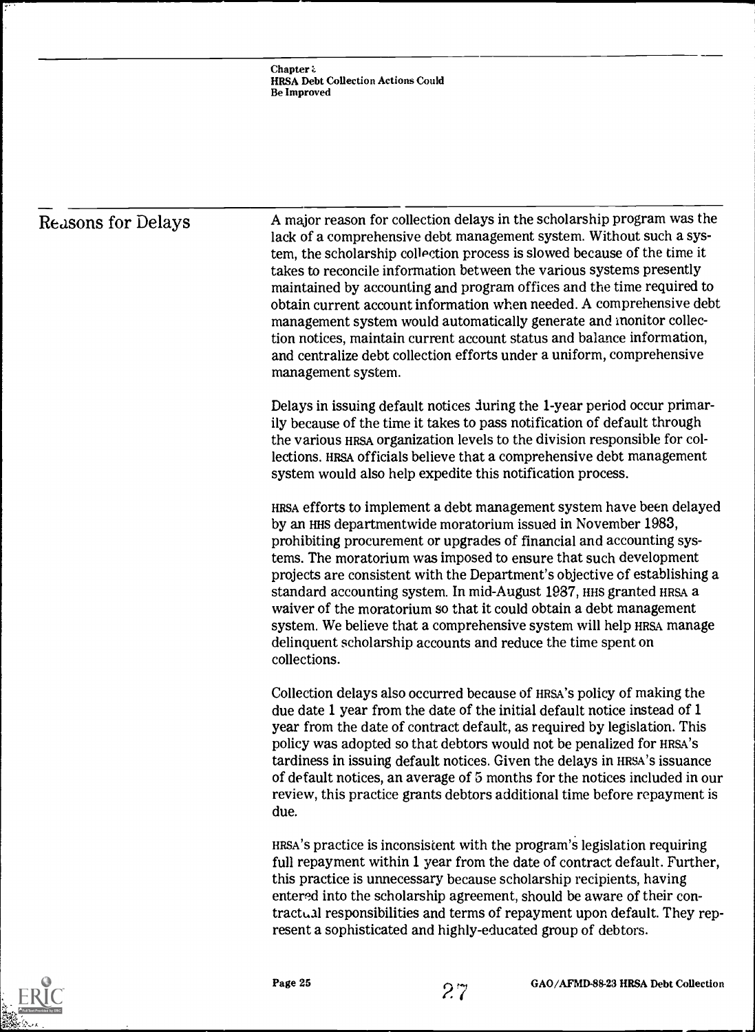## Reasons for Delays

A major reason for collection delays in the scholarship program was the lack of a comprehensive debt management system. Without such a system, the scholarship collection process is slowed because of the time it takes to reconcile information between the various systems presently maintained by accounting and program offices and the time required to obtain current account information when needed. A comprehensive debt management system would automatically generate and monitor collection notices, maintain current account status and balance information, and centralize debt collection efforts under a uniform, comprehensive management system.

Delays in issuing default notices during the 1-year period occur primarily because of the time it takes to pass notification of default through the various HRSA organization levels to the division responsible for collections. HRSA officials believe that a comprehensive debt management system would also help expedite this notification process.

HRSA efforts to implement a debt management system have been delayed by an HHS departmentwide moratorium issued in November 1983, prohibiting procurement or upgrades of financial and accounting systems. The moratorium was imposed to ensure that such development projects are consistent with the Department's objective of establishing a standard accounting system. In mid-August 1987, HHS granted HRSA a waiver of the moratorium so that it could obtain a debt management system. We believe that a comprehensive system will help HRSA manage delinquent scholarship accounts and reduce the time spent on collections.

Collection delays also occurred because of HRSA's policy of making the due date 1 year from the date of the initial default notice instead of 1 year from the date of contract default, as required by legislation. This policy was adopted so that debtors would not be penalized for HRSA's tardiness in issuing default notices. Given the delays in HRSA's issuance of default notices, an average of 5 months for the notices included in our review, this practice grants debtors additional time before repayment is due.

HRSA's practice is inconsistent with the program's legislation requiring full repayment within 1 year from the date of contract default. Further, this practice is unnecessary because scholarship recipients, having entered into the scholarship agreement, should be aware of their contractual responsibilities and terms of repayment upon default. They represent a sophisticated and highly-educated group of debtors.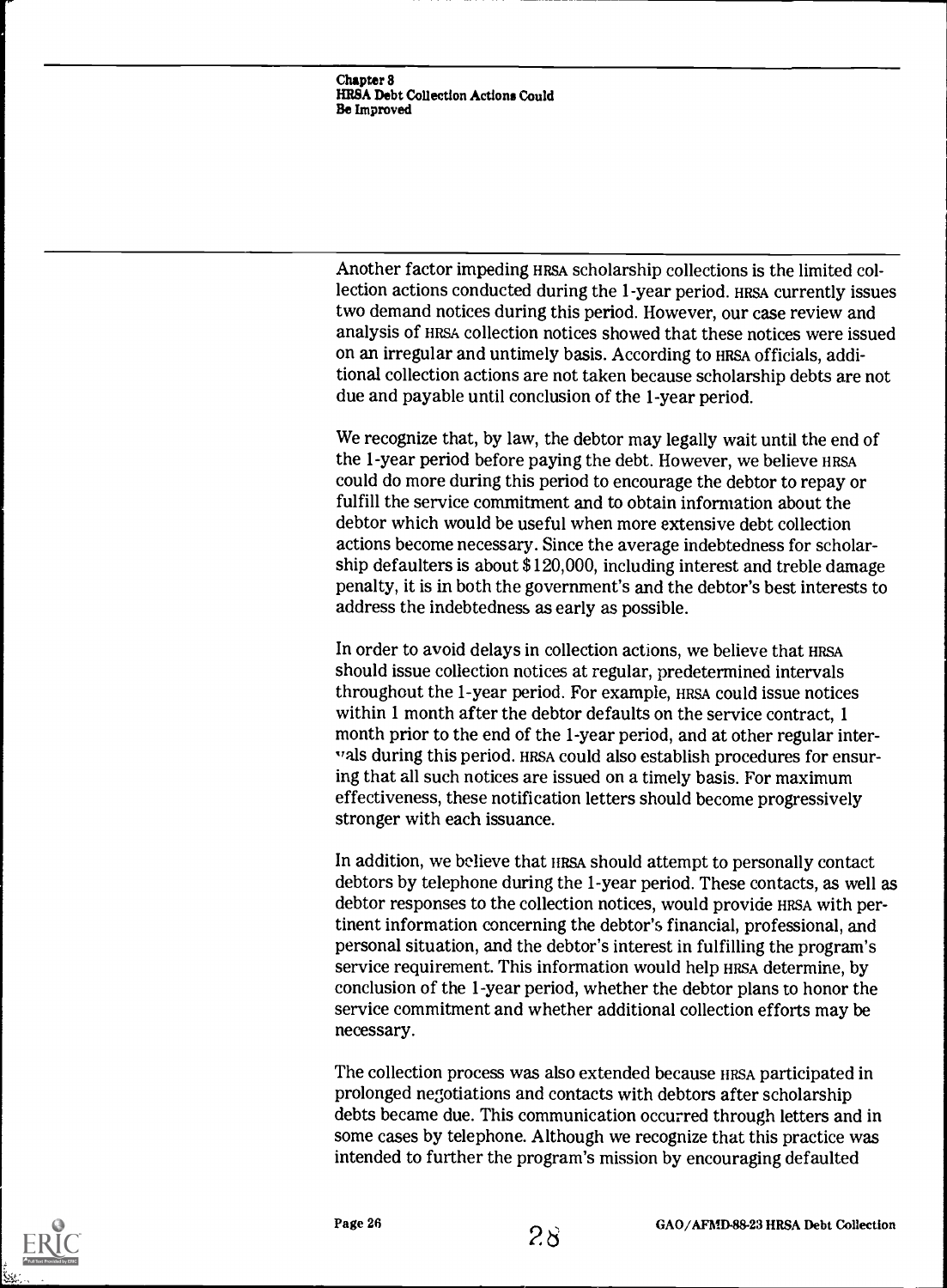Another factor impeding HRSA scholarship collections is the limited collection actions conducted during the 1-year period. HRSA currently issues two demand notices during this period. However, our case review and analysis of HRSA collection notices showed that these notices were issued on an irregular and untimely basis. According to HRSA officials, additional collection actions are not taken because scholarship debts are not due and payable until conclusion of the 1-year period.

We recognize that, by law, the debtor may legally wait until the end of the 1-year period before paying the debt. However, we believe HRSA could do more during this period to encourage the debtor to repay or fulfill the service commitment and to obtain information about the debtor which would be useful when more extensive debt collection actions become necessary. Since the average indebtedness for scholarship defaulters is about $120,000, including interest and treble damage penalty, it is in both the government's and the debtor's best interests to address the indebtedness as early as possible.

In order to avoid delays in collection actions, we believe that HRSA should issue collection notices at regular, predetermined intervals throughout the 1-year period. For example, HRSA could issue notices within 1 month after the debtor defaults on the service contract, 1 month prior to the end of the 1-year period, and at other regular intervals during this period. HRSA could also establish procedures for ensuring that all such notices are issued on a timely basis. For maximum effectiveness, these notification letters should become progressively stronger with each issuance.

In addition, we believe that HRSA should attempt to personally contact debtors by telephone during the 1-year period. These contacts, as well as debtor responses to the collection notices, would provide HRSA with pertinent information concerning the debtor's financial, professional, and personal situation, and the debtor's interest in fulfilling the program's service requirement. This information would help HRSA determine, by conclusion of the 1-year period, whether the debtor plans to honor the service commitment and whether additional collection efforts may be necessary.

The collection process was also extended because HRSA participated in prolonged negotiations and contacts with debtors after scholarship debts became due. This communication occurred through letters and in some cases by telephone. Although we recognize that this practice was intended to further the program's mission by encouraging defaulted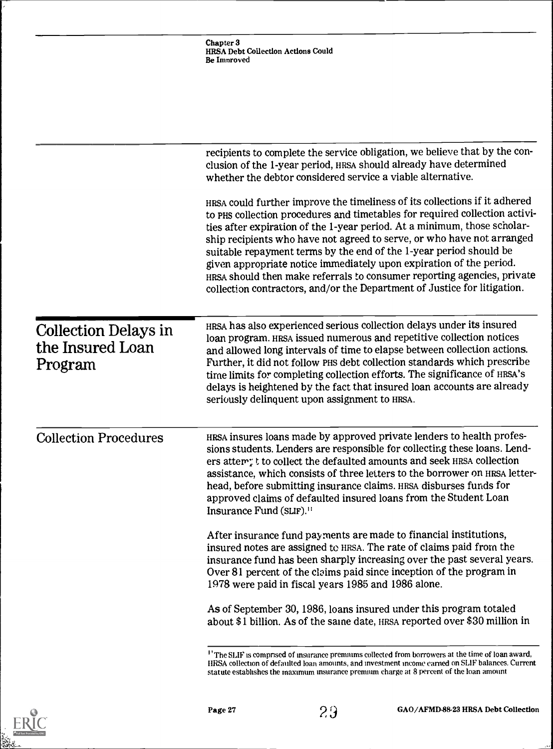recipients to complete the service obligation, we believe that by the conclusion of the 1-year period, HRSA should already have determined whether the debtor considered service a viable alternative.

HRSA could further improve the timeliness of its collections if it adhered to PHS collection procedures and timetables for required collection activities after expiration of the 1-year period. At a minimum, those scholarship recipients who have not agreed to serve, or who have not arranged suitable repayment terms by the end of the 1-year period should be given appropriate notice immediately upon expiration of the period. HRSA should then make referrals to consumer reporting agencies, private collection contractors, and/or the Department of Justice for litigation.

## Collection Delays in the Insured Loan Program

HRSA has also experienced serious collection delays under its insured loan program. HRSA issued numerous and repetitive collection notices and allowed long intervals of time to elapse between collection actions. Further, it did not follow PHS debt collection standards which prescribe time limits for completing collection efforts. The significance of HRSA's delays is heightened by the fact that insured loan accounts are already seriously delinquent upon assignment to HRSA.

### Collection Procedures

HRSA insures loans made by approved private lenders to health professions students. Lenders are responsible for collecting these loans. Lenders attempt to collect the defaulted amounts and seek HRSA collection assistance, which consists of three letters to the borrower on HRSA letterhead, before submitting insurance claims. HRSA disburses funds for approved claims of defaulted insured loans from the Student Loan Insurance Fund (SLIF).[11]

After insurance fund payments are made to financial institutions, insured notes are assigned to HRSA. The rate of claims paid from the insurance fund has been sharply increasing over the past several years. Over 81 percent of the claims paid since inception of the program in 1978 were paid in fiscal years 1985 and 1986 alone.

As of September 30, 1986, loans insured under this program totaled about $1 billion. As of the same date, HRSA reported over $30 million in

[11] The SLIF is comprised of insurance premiums collected from borrowers at the time of loan award, HRSA collection of defaulted loan amounts, and investment income earned on SLIF balances. Current statute establishes the maximum insurance premium charge at 8 percent of the loan amount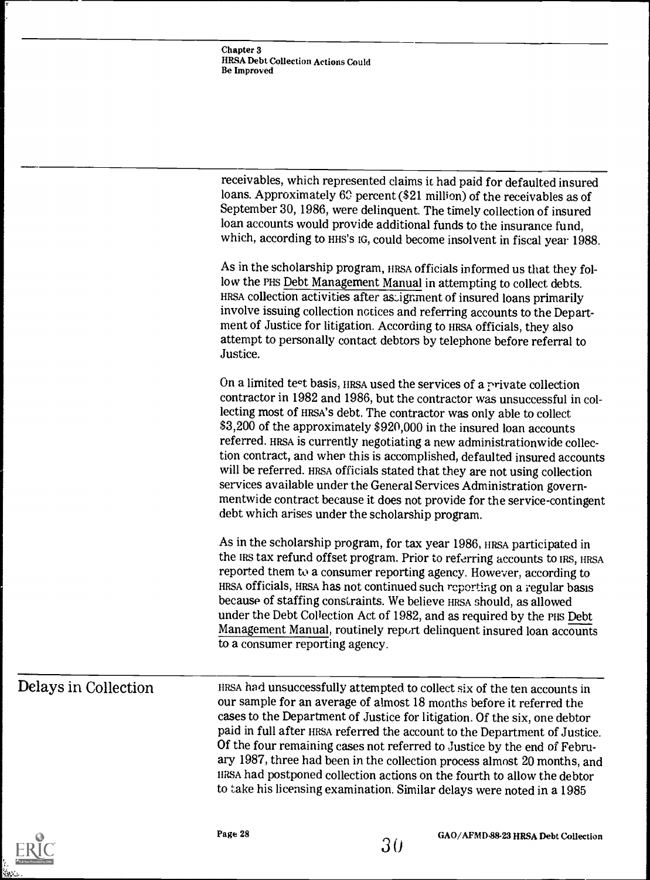receivables, which represented claims it had paid for defaulted insured loans. Approximately 60 percent ($21 million) of the receivables as of September 30, 1986, were delinquent. The timely collection of insured loan accounts would provide additional funds to the insurance fund, which, according to HHS's IG, could become insolvent in fiscal year 1988.

As in the scholarship program, HRSA officials informed us that they follow the PHS Debt Management Manual in attempting to collect debts. HRSA collection activities after assignment of insured loans primarily involve issuing collection notices and referring accounts to the Department of Justice for litigation. According to HRSA officials, they also attempt to personally contact debtors by telephone before referral to Justice.

On a limited test basis, HRSA used the services of a private collection contractor in 1982 and 1986, but the contractor was unsuccessful in collecting most of HRSA's debt. The contractor was only able to collect $3,200 of the approximately $920,000 in the insured loan accounts referred. HRSA is currently negotiating a new administrationwide collection contract, and when this is accomplished, defaulted insured accounts will be referred. HRSA officials stated that they are not using collection services available under the General Services Administration governmentwide contract because it does not provide for the service-contingent debt which arises under the scholarship program.

As in the scholarship program, for tax year 1986, HRSA participated in the IRS tax refund offset program. Prior to referring accounts to IRS, HRSA reported them to a consumer reporting agency. However, according to HRSA officials, HRSA has not continued such reporting on a regular basis because of staffing constraints. We believe HRSA should, as allowed under the Debt Collection Act of 1982, and as required by the PHS Debt Management Manual, routinely report delinquent insured loan accounts to a consumer reporting agency.

## Delays in Collection

HRSA had unsuccessfully attempted to collect six of the ten accounts in our sample for an average of almost 18 months before it referred the cases to the Department of Justice for litigation. Of the six, one debtor paid in full after HRSA referred the account to the Department of Justice. Of the four remaining cases not referred to Justice by the end of February 1987, three had been in the collection process almost 20 months, and HRSA had postponed collection actions on the fourth to allow the debtor to take his licensing examination. Similar delays were noted in a 1985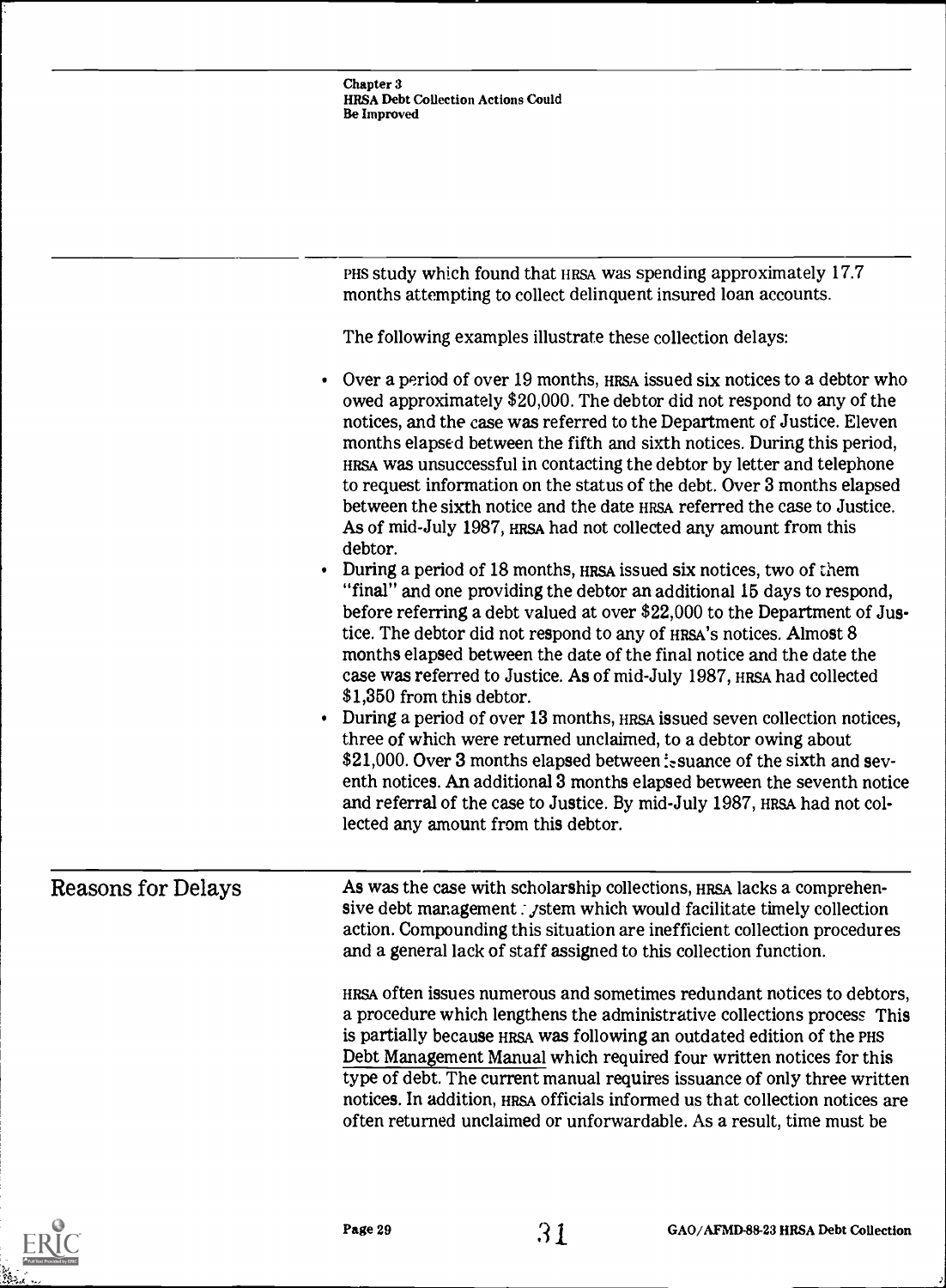PHS study which found that HRSA was spending approximately 17.7 months attempting to collect delinquent insured loan accounts.

The following examples illustrate these collection delays:

- Over a period of over 19 months, HRSA issued six notices to a debtor who owed approximately $20,000. The debtor did not respond to any of the notices, and the case was referred to the Department of Justice. Eleven months elapsed between the fifth and sixth notices. During this period, HRSA was unsuccessful in contacting the debtor by letter and telephone to request information on the status of the debt. Over 3 months elapsed between the sixth notice and the date HRSA referred the case to Justice. As of mid-July 1987, HRSA had not collected any amount from this debtor.
- During a period of 18 months, HRSA issued six notices, two of them "final" and one providing the debtor an additional 15 days to respond, before referring a debt valued at over $22,000 to the Department of Justice. The debtor did not respond to any of HRSA's notices. Almost 8 months elapsed between the date of the final notice and the date the case was referred to Justice. As of mid-July 1987, HRSA had collected $1,350 from this debtor.
- During a period of over 13 months, HRSA issued seven collection notices, three of which were returned unclaimed, to a debtor owing about $21,000. Over 3 months elapsed between issuance of the sixth and seventh notices. An additional 3 months elapsed between the seventh notice and referral of the case to Justice. By mid-July 1987, HRSA had not collected any amount from this debtor.

## Reasons for Delays

As was the case with scholarship collections, HRSA lacks a comprehensive debt management system which would facilitate timely collection action. Compounding this situation are inefficient collection procedures and a general lack of staff assigned to this collection function.

HRSA often issues numerous and sometimes redundant notices to debtors, a procedure which lengthens the administrative collections process. This is partially because HRSA was following an outdated edition of the PHS Debt Management Manual which required four written notices for this type of debt. The current manual requires issuance of only three written notices. In addition, HRSA officials informed us that collection notices are often returned unclaimed or unforwardable. As a result, time must be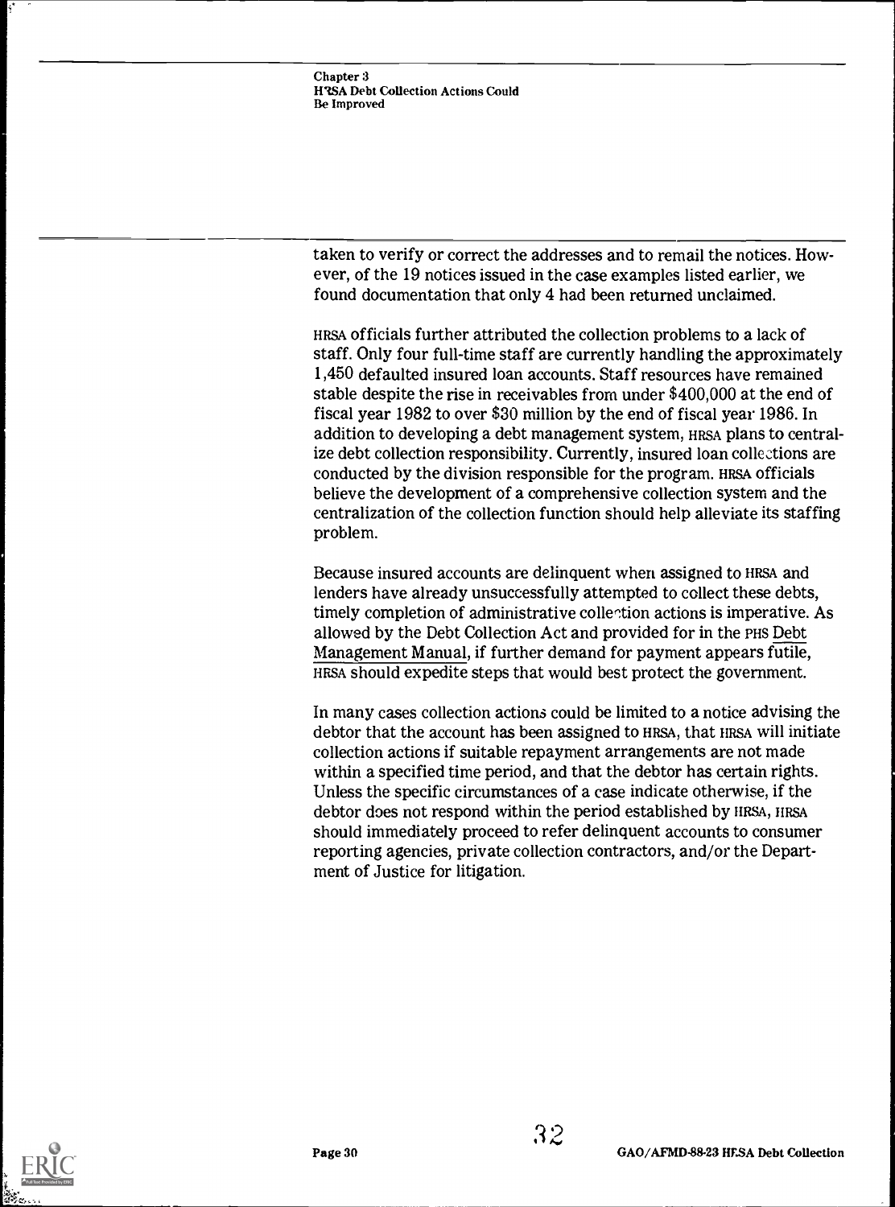taken to verify or correct the addresses and to remail the notices. However, of the 19 notices issued in the case examples listed earlier, we found documentation that only 4 had been returned unclaimed.

HRSA officials further attributed the collection problems to a lack of staff. Only four full-time staff are currently handling the approximately 1,450 defaulted insured loan accounts. Staff resources have remained stable despite the rise in receivables from under $400,000 at the end of fiscal year 1982 to over $30 million by the end of fiscal year 1986. In addition to developing a debt management system, HRSA plans to centralize debt collection responsibility. Currently, insured loan collections are conducted by the division responsible for the program. HRSA officials believe the development of a comprehensive collection system and the centralization of the collection function should help alleviate its staffing problem.

Because insured accounts are delinquent when assigned to HRSA and lenders have already unsuccessfully attempted to collect these debts, timely completion of administrative collection actions is imperative. As allowed by the Debt Collection Act and provided for in the PHS Debt Management Manual, if further demand for payment appears futile, HRSA should expedite steps that would best protect the government.

In many cases collection actions could be limited to a notice advising the debtor that the account has been assigned to HRSA, that HRSA will initiate collection actions if suitable repayment arrangements are not made within a specified time period, and that the debtor has certain rights. Unless the specific circumstances of a case indicate otherwise, if the debtor does not respond within the period established by HRSA, HRSA should immediately proceed to refer delinquent accounts to consumer reporting agencies, private collection contractors, and/or the Department of Justice for litigation.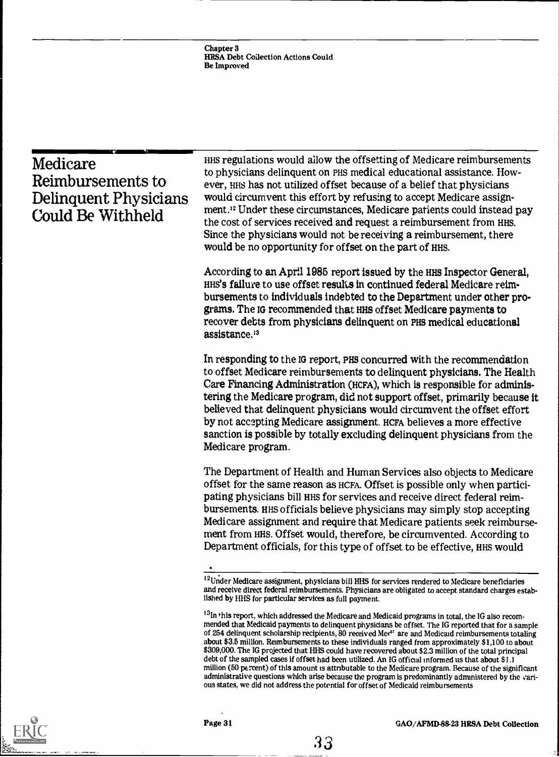## Medicare Reimbursements to Delinquent Physicians Could Be Withheld

HHS regulations would allow the offsetting of Medicare reimbursements to physicians delinquent on PHS medical educational assistance. However, HHS has not utilized offset because of a belief that physicians would circumvent this effort by refusing to accept Medicare assignment.[12] Under these circumstances, Medicare patients could instead pay the cost of services received and request a reimbursement from HHS. Since the physicians would not be receiving a reimbursement, there would be no opportunity for offset on the part of HHS.

According to an April 1985 report issued by the HHS Inspector General, HHS's failure to use offset results in continued federal Medicare reimbursements to individuals indebted to the Department under other programs. The IG recommended that HHS offset Medicare payments to recover debts from physicians delinquent on PHS medical educational assistance.[13]

In responding to the IG report, PHS concurred with the recommendation to offset Medicare reimbursements to delinquent physicians. The Health Care Financing Administration (HCFA), which is responsible for administering the Medicare program, did not support offset, primarily because it believed that delinquent physicians would circumvent the offset effort by not accepting Medicare assignment. HCFA believes a more effective sanction is possible by totally excluding delinquent physicians from the Medicare program.

The Department of Health and Human Services also objects to Medicare offset for the same reason as HCFA. Offset is possible only when participating physicians bill HHS for services and receive direct federal reimbursements. HHS officials believe physicians may simply stop accepting Medicare assignment and require that Medicare patients seek reimbursement from HHS. Offset would, therefore, be circumvented. According to Department officials, for this type of offset to be effective, HHS would

---

[12] Under Medicare assignment, physicians bill HHS for services rendered to Medicare beneficiaries and receive direct federal reimbursements. Physicians are obligated to accept standard charges established by HHS for particular services as full payment.

[13] In this report, which addressed the Medicare and Medicaid programs in total, the IG also recommended that Medicaid payments to delinquent physicians be offset. The IG reported that for a sample of 254 delinquent scholarship recipients, 80 received Medicare and Medicaid reimbursements totaling about $3.5 million. Reimbursements to these individuals ranged from approximately $1,100 to about $309,000. The IG projected that HHS could have recovered about $2.3 million of the total principal debt of the sampled cases if offset had been utilized. An IG official informed us that about $1.1 million (50 percent) of this amount is attributable to the Medicare program. Because of the significant administrative questions which arise because the program is predominantly administered by the various states, we did not address the potential for offset of Medicaid reimbursements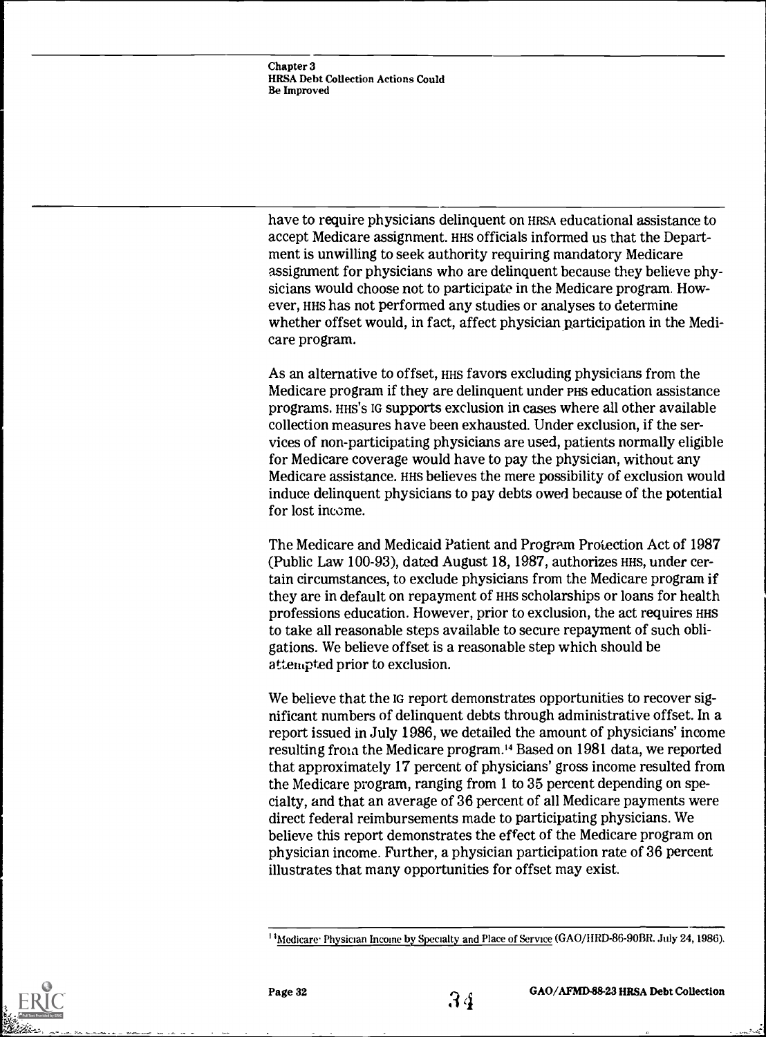have to require physicians delinquent on HRSA educational assistance to accept Medicare assignment. HHS officials informed us that the Department is unwilling to seek authority requiring mandatory Medicare assignment for physicians who are delinquent because they believe physicians would choose not to participate in the Medicare program. However, HHS has not performed any studies or analyses to determine whether offset would, in fact, affect physician participation in the Medicare program.

As an alternative to offset, HHS favors excluding physicians from the Medicare program if they are delinquent under PHS education assistance programs. HHS's IG supports exclusion in cases where all other available collection measures have been exhausted. Under exclusion, if the services of non-participating physicians are used, patients normally eligible for Medicare coverage would have to pay the physician, without any Medicare assistance. HHS believes the mere possibility of exclusion would induce delinquent physicians to pay debts owed because of the potential for lost income.

The Medicare and Medicaid Patient and Program Protection Act of 1987 (Public Law 100-93), dated August 18, 1987, authorizes HHS, under certain circumstances, to exclude physicians from the Medicare program if they are in default on repayment of HHS scholarships or loans for health professions education. However, prior to exclusion, the act requires HHS to take all reasonable steps available to secure repayment of such obligations. We believe offset is a reasonable step which should be attempted prior to exclusion.

We believe that the IG report demonstrates opportunities to recover significant numbers of delinquent debts through administrative offset. In a report issued in July 1986, we detailed the amount of physicians' income resulting from the Medicare program.[14] Based on 1981 data, we reported that approximately 17 percent of physicians' gross income resulted from the Medicare program, ranging from 1 to 35 percent depending on specialty, and that an average of 36 percent of all Medicare payments were direct federal reimbursements made to participating physicians. We believe this report demonstrates the effect of the Medicare program on physician income. Further, a physician participation rate of 36 percent illustrates that many opportunities for offset may exist.

---

[14] Medicare: Physician Income by Specialty and Place of Service (GAO/HRD-86-90BR, July 24, 1986).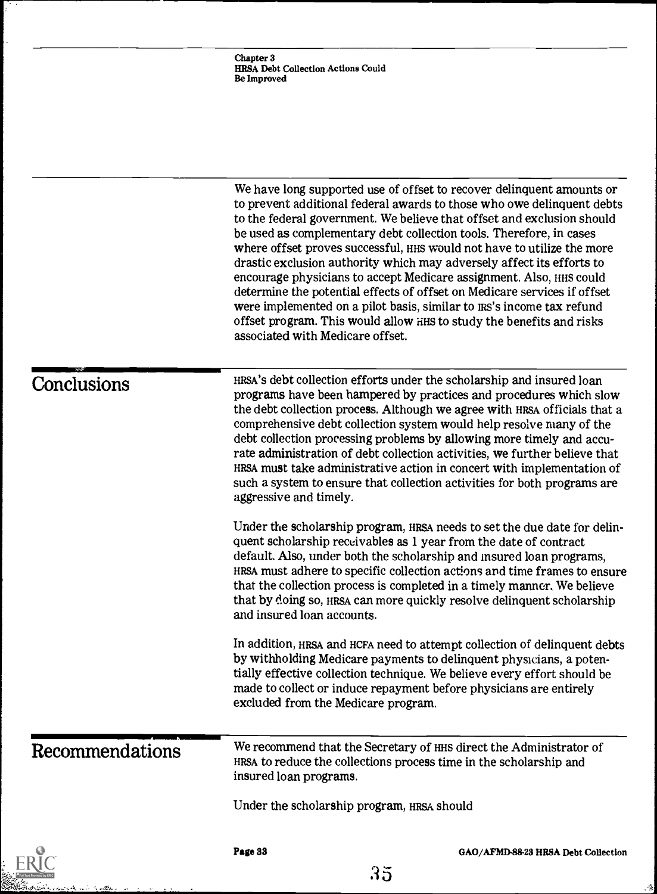We have long supported use of offset to recover delinquent amounts or to prevent additional federal awards to those who owe delinquent debts to the federal government. We believe that offset and exclusion should be used as complementary debt collection tools. Therefore, in cases where offset proves successful, HHS would not have to utilize the more drastic exclusion authority which may adversely affect its efforts to encourage physicians to accept Medicare assignment. Also, HHS could determine the potential effects of offset on Medicare services if offset were implemented on a pilot basis, similar to IRS's income tax refund offset program. This would allow HHS to study the benefits and risks associated with Medicare offset.

## Conclusions

HRSA's debt collection efforts under the scholarship and insured loan programs have been hampered by practices and procedures which slow the debt collection process. Although we agree with HRSA officials that a comprehensive debt collection system would help resolve many of the debt collection processing problems by allowing more timely and accurate administration of debt collection activities, we further believe that HRSA must take administrative action in concert with implementation of such a system to ensure that collection activities for both programs are aggressive and timely.

Under the scholarship program, HRSA needs to set the due date for delinquent scholarship receivables as 1 year from the date of contract default. Also, under both the scholarship and insured loan programs, HRSA must adhere to specific collection actions and time frames to ensure that the collection process is completed in a timely manner. We believe that by doing so, HRSA can more quickly resolve delinquent scholarship and insured loan accounts.

In addition, HRSA and HCFA need to attempt collection of delinquent debts by withholding Medicare payments to delinquent physicians, a potentially effective collection technique. We believe every effort should be made to collect or induce repayment before physicians are entirely excluded from the Medicare program.

## Recommendations

We recommend that the Secretary of HHS direct the Administrator of HRSA to reduce the collections process time in the scholarship and insured loan programs.

Under the scholarship program, HRSA should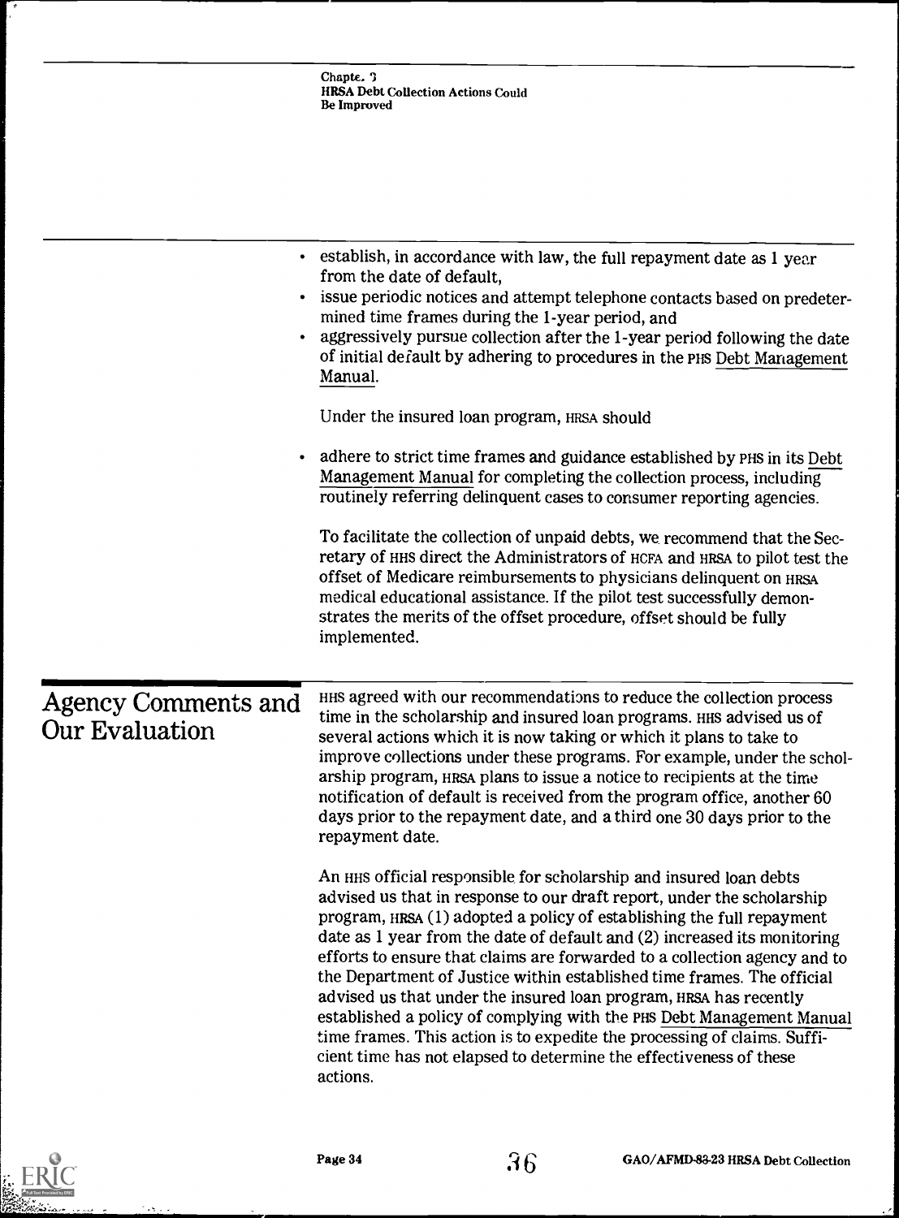- establish, in accordance with law, the full repayment date as 1 year from the date of default,
- issue periodic notices and attempt telephone contacts based on predetermined time frames during the 1-year period, and
- aggressively pursue collection after the 1-year period following the date of initial default by adhering to procedures in the PHS Debt Management Manual.

Under the insured loan program, HRSA should

- adhere to strict time frames and guidance established by PHS in its Debt Management Manual for completing the collection process, including routinely referring delinquent cases to consumer reporting agencies.

To facilitate the collection of unpaid debts, we recommend that the Secretary of HHS direct the Administrators of HCFA and HRSA to pilot test the offset of Medicare reimbursements to physicians delinquent on HRSA medical educational assistance. If the pilot test successfully demonstrates the merits of the offset procedure, offset should be fully implemented.

## Agency Comments and Our Evaluation

HHS agreed with our recommendations to reduce the collection process time in the scholarship and insured loan programs. HHS advised us of several actions which it is now taking or which it plans to take to improve collections under these programs. For example, under the scholarship program, HRSA plans to issue a notice to recipients at the time notification of default is received from the program office, another 60 days prior to the repayment date, and a third one 30 days prior to the repayment date.

An HHS official responsible for scholarship and insured loan debts advised us that in response to our draft report, under the scholarship program, HRSA (1) adopted a policy of establishing the full repayment date as 1 year from the date of default and (2) increased its monitoring efforts to ensure that claims are forwarded to a collection agency and to the Department of Justice within established time frames. The official advised us that under the insured loan program, HRSA has recently established a policy of complying with the PHS Debt Management Manual time frames. This action is to expedite the processing of claims. Sufficient time has not elapsed to determine the effectiveness of these actions.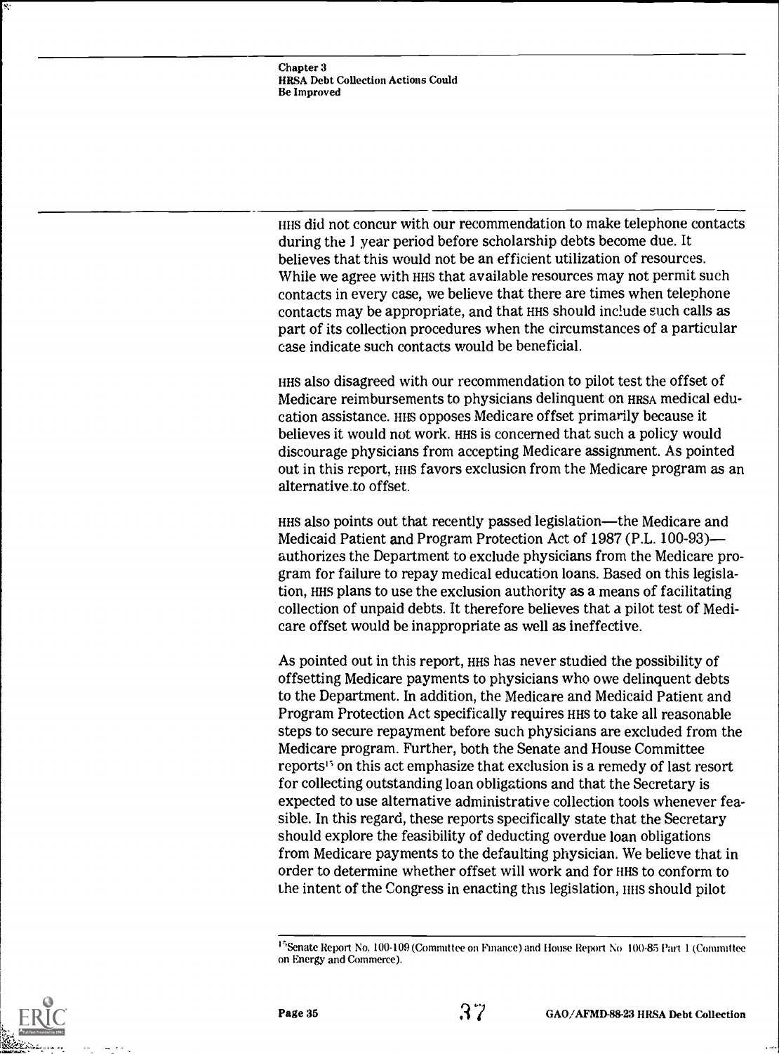HHS did not concur with our recommendation to make telephone contacts during the 1 year period before scholarship debts become due. It believes that this would not be an efficient utilization of resources. While we agree with HHS that available resources may not permit such contacts in every case, we believe that there are times when telephone contacts may be appropriate, and that HHS should include such calls as part of its collection procedures when the circumstances of a particular case indicate such contacts would be beneficial.

HHS also disagreed with our recommendation to pilot test the offset of Medicare reimbursements to physicians delinquent on HRSA medical education assistance. HHS opposes Medicare offset primarily because it believes it would not work. HHS is concerned that such a policy would discourage physicians from accepting Medicare assignment. As pointed out in this report, HHS favors exclusion from the Medicare program as an alternative to offset.

HHS also points out that recently passed legislation—the Medicare and Medicaid Patient and Program Protection Act of 1987 (P.L. 100-93)—authorizes the Department to exclude physicians from the Medicare program for failure to repay medical education loans. Based on this legislation, HHS plans to use the exclusion authority as a means of facilitating collection of unpaid debts. It therefore believes that a pilot test of Medicare offset would be inappropriate as well as ineffective.

As pointed out in this report, HHS has never studied the possibility of offsetting Medicare payments to physicians who owe delinquent debts to the Department. In addition, the Medicare and Medicaid Patient and Program Protection Act specifically requires HHS to take all reasonable steps to secure repayment before such physicians are excluded from the Medicare program. Further, both the Senate and House Committee reports[15] on this act emphasize that exclusion is a remedy of last resort for collecting outstanding loan obligations and that the Secretary is expected to use alternative administrative collection tools whenever feasible. In this regard, these reports specifically state that the Secretary should explore the feasibility of deducting overdue loan obligations from Medicare payments to the defaulting physician. We believe that in order to determine whether offset will work and for HHS to conform to the intent of the Congress in enacting this legislation, HHS should pilot

[15] Senate Report No. 100-109 (Committee on Finance) and House Report No 100-85 Part 1 (Committee on Energy and Commerce).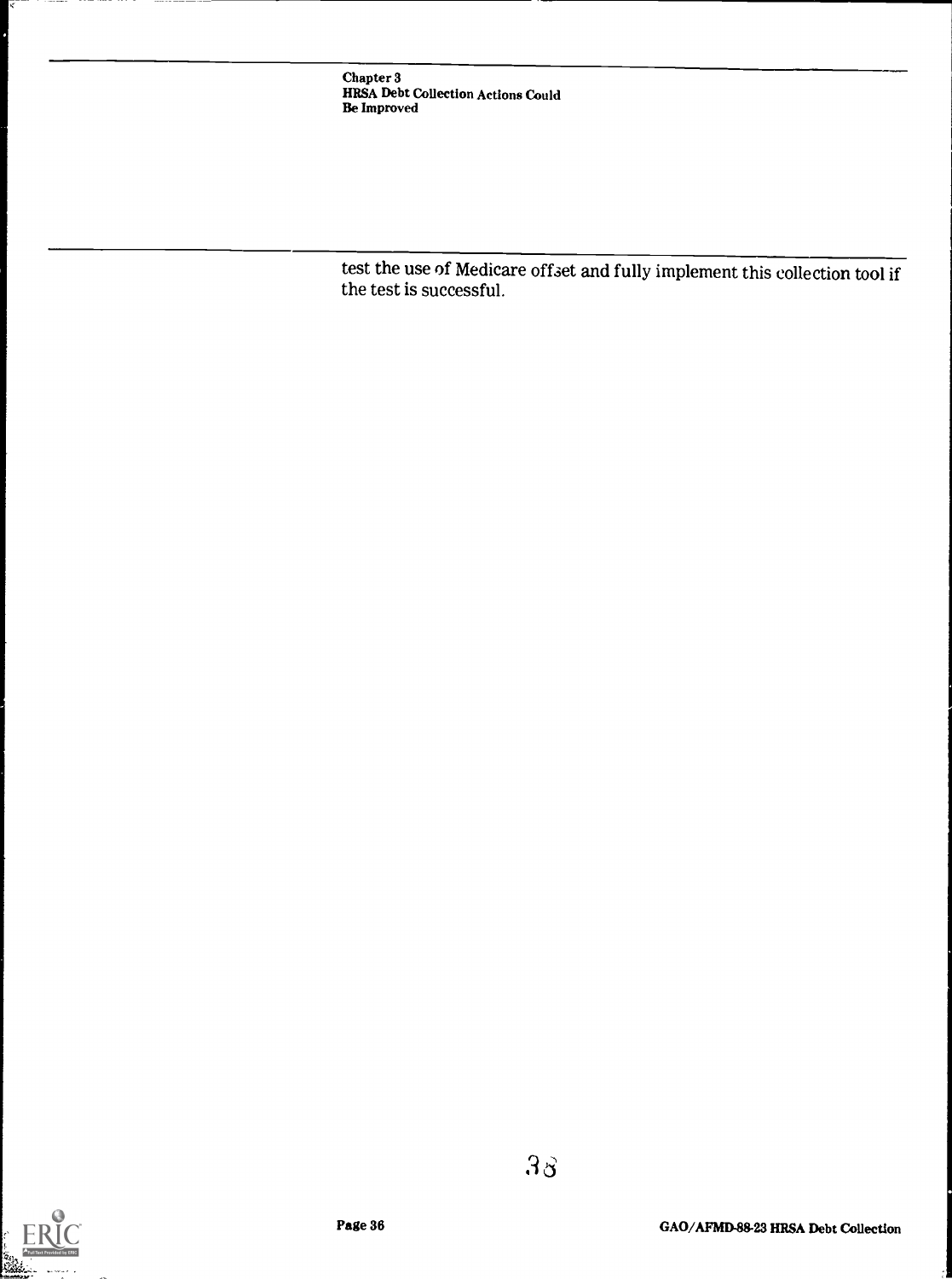test the use of Medicare offset and fully implement this collection tool if the test is successful.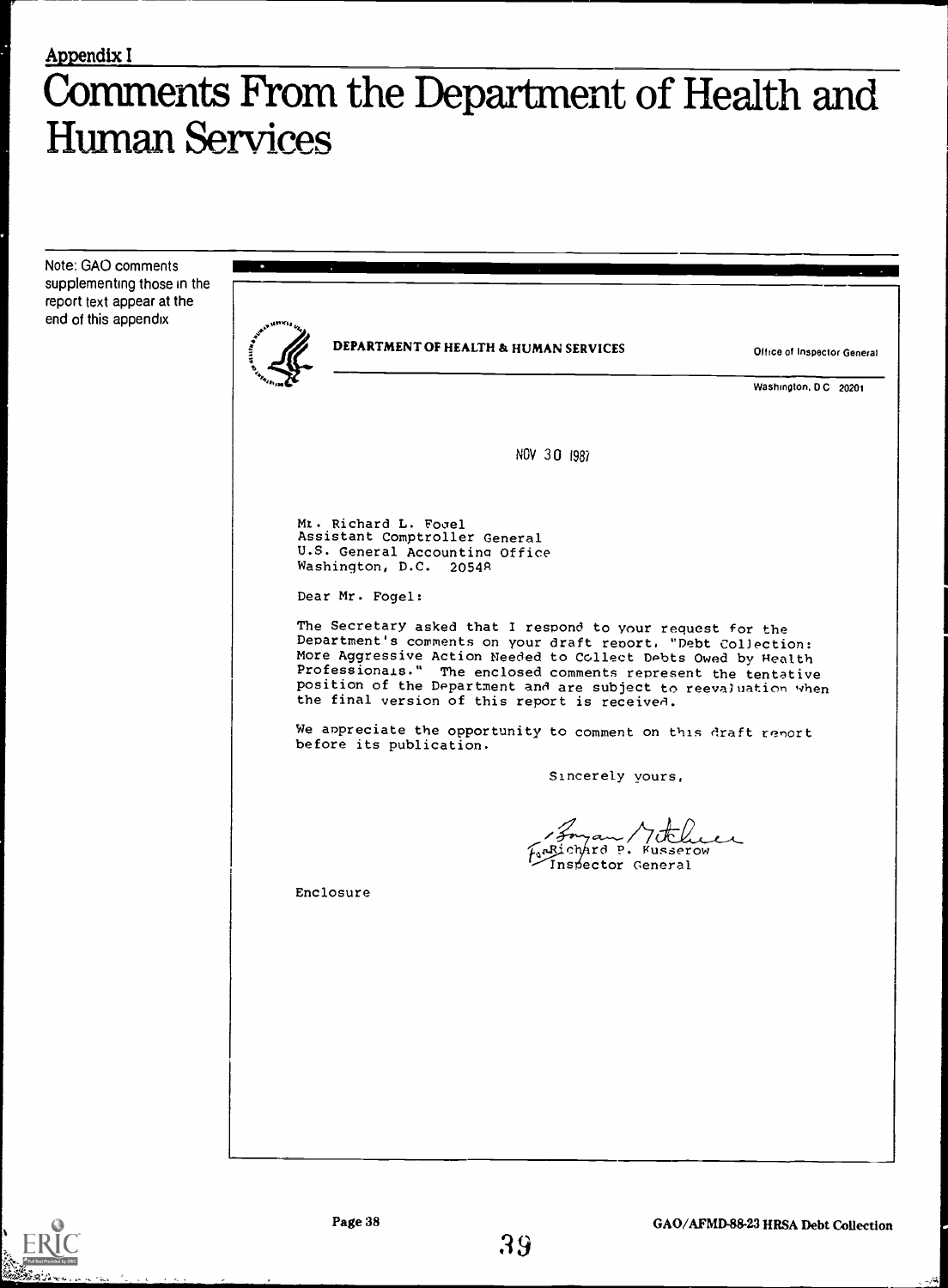Appendix I

# Comments From the Department of Health and Human Services

Note: GAO comments supplementing those in the report text appear at the end of this appendix

DEPARTMENT OF HEALTH & HUMAN SERVICES

Office of Inspector General

Washington, D.C. 20201

NOV 30 1987

Mr. Richard L. Fogel
Assistant Comptroller General
U.S. General Accounting Office
Washington, D.C. 20548

Dear Mr. Fogel:

The Secretary asked that I respond to your request for the Department's comments on your draft report, "Debt Collection: More Aggressive Action Needed to Collect Debts Owed by Health Professionals." The enclosed comments represent the tentative position of the Department and are subject to reevaluation when the final version of this report is received.

We appreciate the opportunity to comment on this draft report before its publication.

Sincerely yours,

For Richard P. Kusserow
Inspector General

Enclosure

GAO/AFMD-88-23 HRSA Debt Collection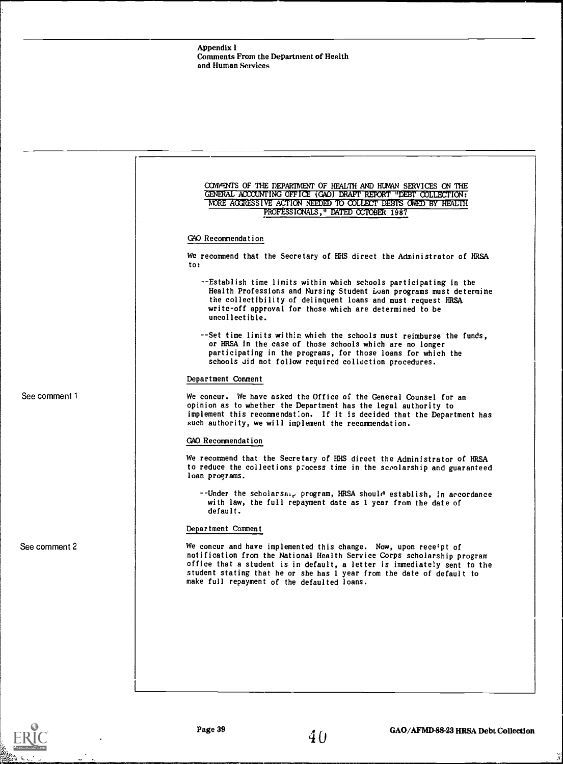Appendix I
Comments From the Department of Health and Human Services

COMMENTS OF THE DEPARTMENT OF HEALTH AND HUMAN SERVICES ON THE GENERAL ACCOUNTING OFFICE (GAO) DRAFT REPORT "DEBT COLLECTION: MORE AGGRESSIVE ACTION NEEDED TO COLLECT DEBTS OWED BY HEALTH PROFESSIONALS," DATED OCTOBER 1987

GAO Recommendation

We recommend that the Secretary of HHS direct the Administrator of HRSA to:

--Establish time limits within which schools participating in the Health Professions and Nursing Student Loan programs must determine the collectibility of delinquent loans and must request HRSA write-off approval for those which are determined to be uncollectible.

--Set time limits within which the schools must reimburse the funds, or HRSA in the case of those schools which are no longer participating in the programs, for those loans for which the schools did not follow required collection procedures.

Department Comment

See comment 1

We concur. We have asked the Office of the General Counsel for an opinion as to whether the Department has the legal authority to implement this recommendation. If it is decided that the Department has such authority, we will implement the recommendation.

GAO Recommendation

We recommend that the Secretary of HHS direct the Administrator of HRSA to reduce the collections process time in the scholarship and guaranteed loan programs.

--Under the scholarship program, HRSA should establish, in accordance with law, the full repayment date as 1 year from the date of default.

Department Comment

See comment 2

We concur and have implemented this change. Now, upon receipt of notification from the National Health Service Corps scholarship program office that a student is in default, a letter is immediately sent to the student stating that he or she has 1 year from the date of default to make full repayment of the defaulted loans.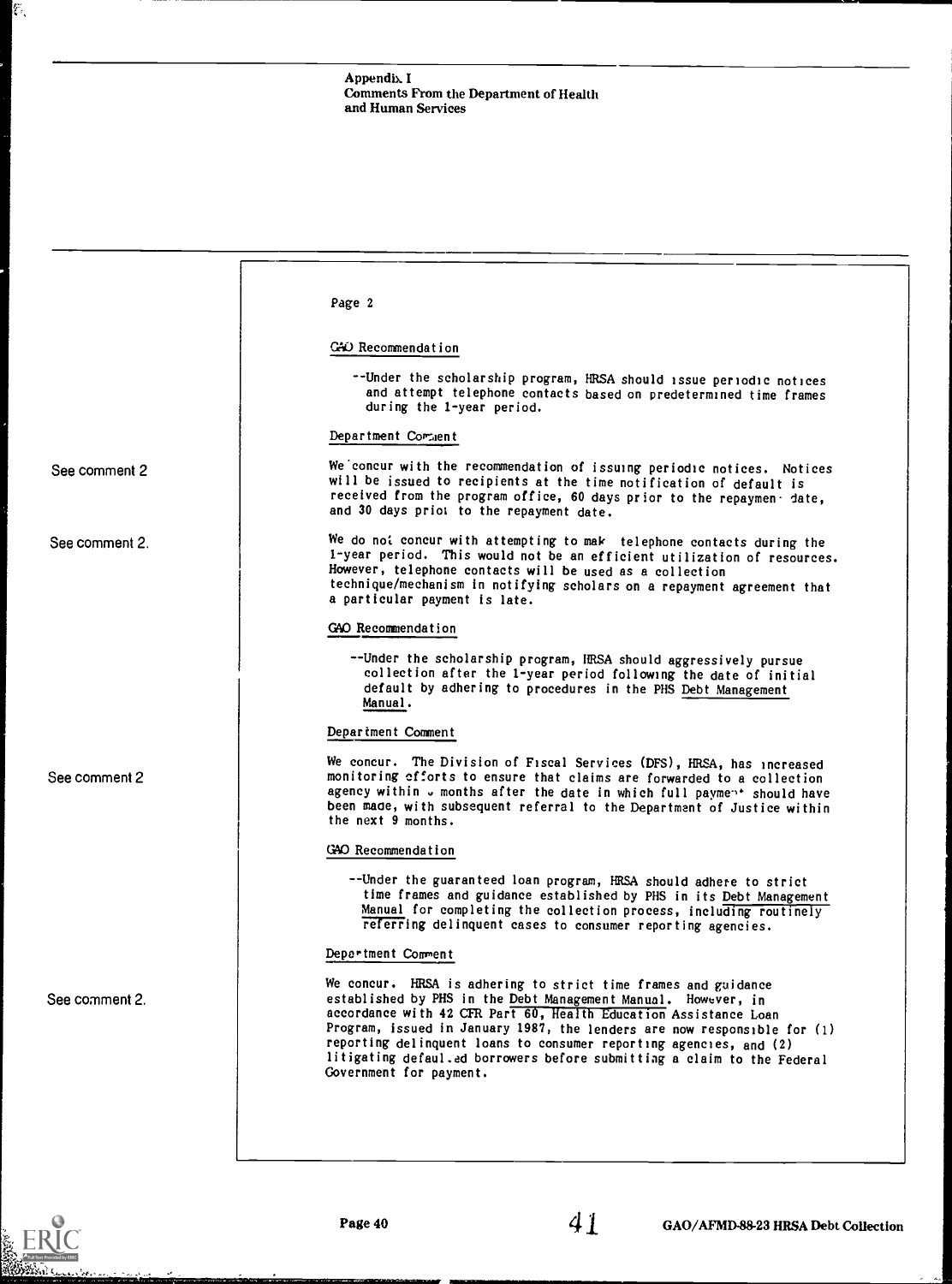Appendix I
Comments From the Department of Health and Human Services

Page 2

GAO Recommendation

--Under the scholarship program, HRSA should issue periodic notices and attempt telephone contacts based on predetermined time frames during the 1-year period.

Department Comment

See comment 2

We concur with the recommendation of issuing periodic notices. Notices will be issued to recipients at the time notification of default is received from the program office, 60 days prior to the repayment date, and 30 days prior to the repayment date.

See comment 2.

We do not concur with attempting to make telephone contacts during the 1-year period. This would not be an efficient utilization of resources. However, telephone contacts will be used as a collection technique/mechanism in notifying scholars on a repayment agreement that a particular payment is late.

GAO Recommendation

--Under the scholarship program, HRSA should aggressively pursue collection after the 1-year period following the date of initial default by adhering to procedures in the PHS Debt Management Manual.

Department Comment

See comment 2

We concur. The Division of Fiscal Services (DFS), HRSA, has increased monitoring efforts to ensure that claims are forwarded to a collection agency within 3 months after the date in which full payment should have been made, with subsequent referral to the Department of Justice within the next 9 months.

GAO Recommendation

--Under the guaranteed loan program, HRSA should adhere to strict time frames and guidance established by PHS in its Debt Management Manual for completing the collection process, including routinely referring delinquent cases to consumer reporting agencies.

Department Comment

See comment 2.

We concur. HRSA is adhering to strict time frames and guidance established by PHS in the Debt Management Manual. However, in accordance with 42 CFR Part 60, Health Education Assistance Loan Program, issued in January 1987, the lenders are now responsible for (1) reporting delinquent loans to consumer reporting agencies, and (2) litigating defaulted borrowers before submitting a claim to the Federal Government for payment.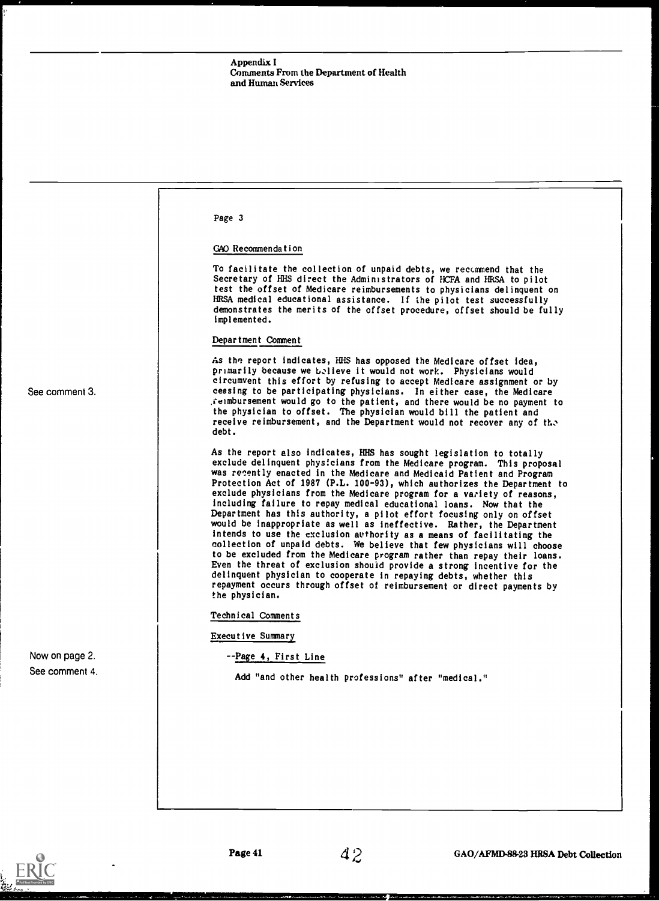Appendix I
Comments From the Department of Health and Human Services

Page 3

GAO Recommendation

To facilitate the collection of unpaid debts, we recommend that the Secretary of HHS direct the Administrators of HCFA and HRSA to pilot test the offset of Medicare reimbursements to physicians delinquent on HRSA medical educational assistance. If the pilot test successfully demonstrates the merits of the offset procedure, offset should be fully implemented.

Department Comment

See comment 3.

As the report indicates, HHS has opposed the Medicare offset idea, primarily because we believe it would not work. Physicians would circumvent this effort by refusing to accept Medicare assignment or by ceasing to be participating physicians. In either case, the Medicare reimbursement would go to the patient, and there would be no payment to the physician to offset. The physician would bill the patient and receive reimbursement, and the Department would not recover any of the debt.

As the report also indicates, HHS has sought legislation to totally exclude delinquent physicians from the Medicare program. This proposal was recently enacted in the Medicare and Medicaid Patient and Program Protection Act of 1987 (P.L. 100-93), which authorizes the Department to exclude physicians from the Medicare program for a variety of reasons, including failure to repay medical educational loans. Now that the Department has this authority, a pilot effort focusing only on offset would be inappropriate as well as ineffective. Rather, the Department intends to use the exclusion authority as a means of facilitating the collection of unpaid debts. We believe that few physicians will choose to be excluded from the Medicare program rather than repay their loans. Even the threat of exclusion should provide a strong incentive for the delinquent physician to cooperate in repaying debts, whether this repayment occurs through offset of reimbursement or direct payments by the physician.

Technical Comments

Executive Summary

Now on page 2.
See comment 4.

--Page 4, First Line

Add "and other health professions" after "medical."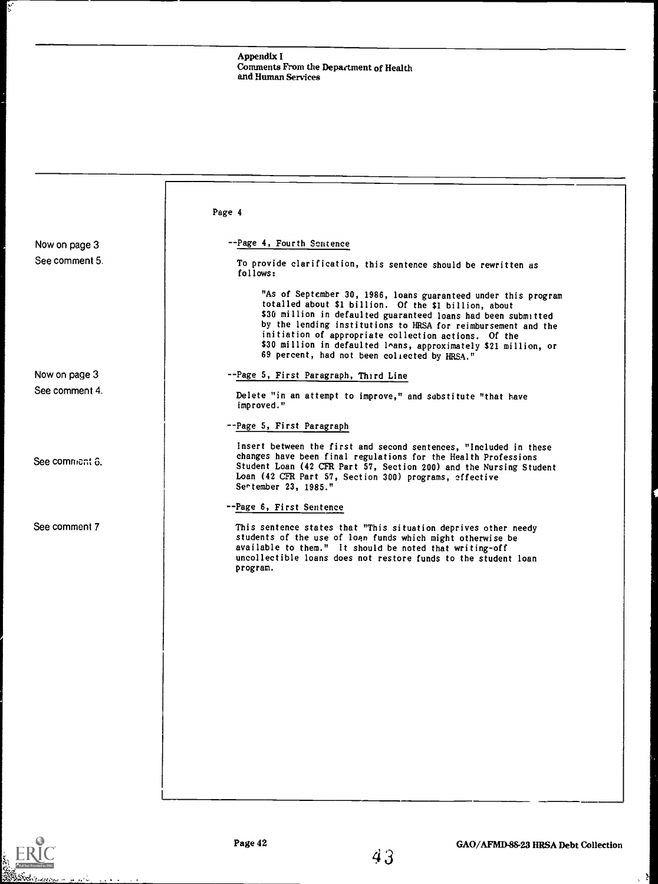Appendix I
Comments From the Department of Health and Human Services

Page 4

Now on page 3
See comment 5.

--Page 4, Fourth Sentence

To provide clarification, this sentence should be rewritten as follows:

> "As of September 30, 1986, loans guaranteed under this program totalled about $1 billion. Of the $1 billion, about $30 million in defaulted guaranteed loans had been submitted by the lending institutions to HRSA for reimbursement and the initiation of appropriate collection actions. Of the $30 million in defaulted loans, approximately $21 million, or 69 percent, had not been collected by HRSA."

Now on page 3
See comment 4.

--Page 5, First Paragraph, Third Line

Delete "in an attempt to improve," and substitute "that have improved."

--Page 5, First Paragraph

See comment 6.

Insert between the first and second sentences, "Included in these changes have been final regulations for the Health Professions Student Loan (42 CFR Part 57, Section 200) and the Nursing Student Loan (42 CFR Part 57, Section 300) programs, effective September 23, 1985."

--Page 6, First Sentence

See comment 7

This sentence states that "This situation deprives other needy students of the use of loan funds which might otherwise be available to them." It should be noted that writing-off uncollectible loans does not restore funds to the student loan program.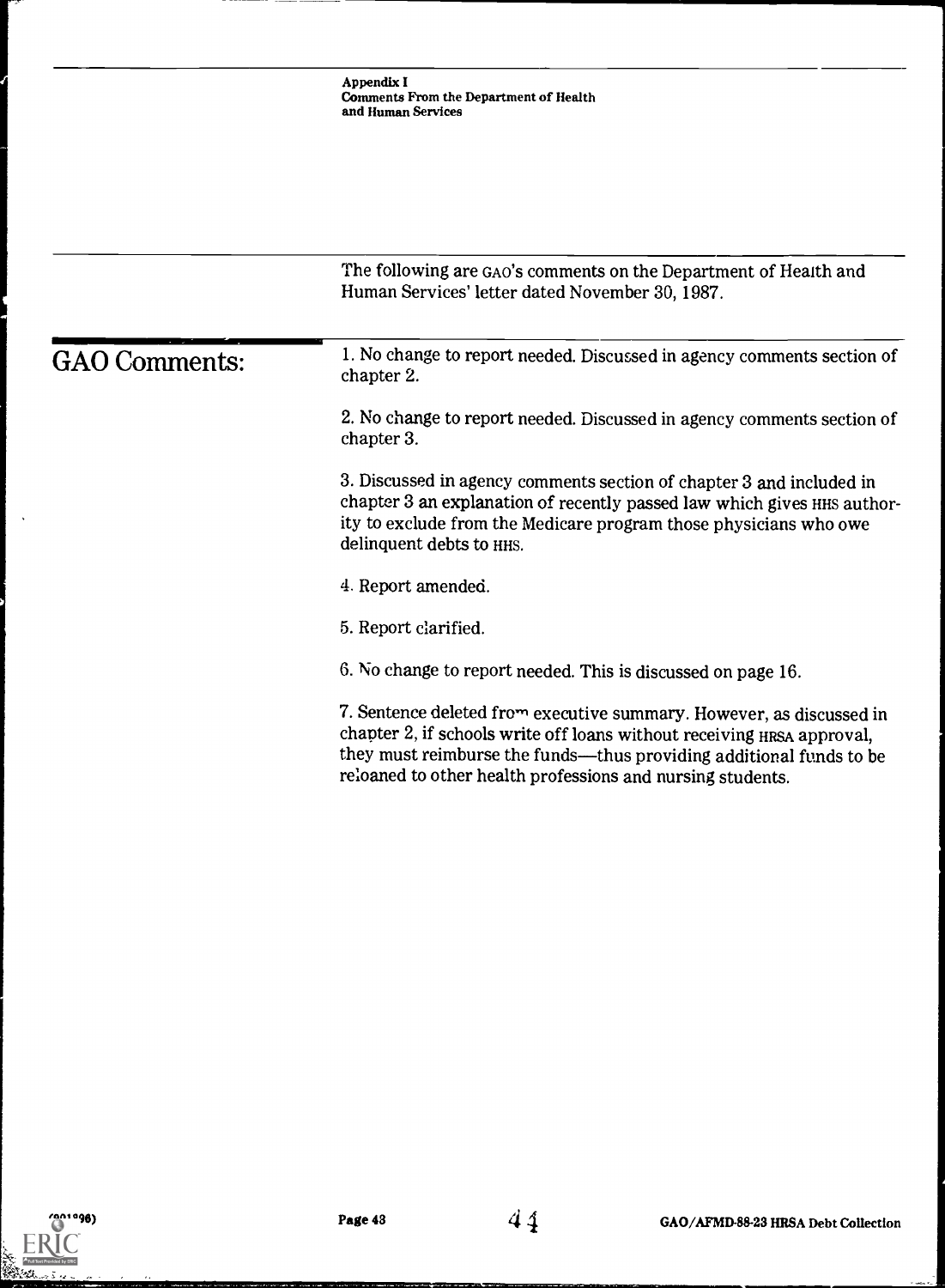The following are GAO's comments on the Department of Health and Human Services' letter dated November 30, 1987.

## GAO Comments:

1. No change to report needed. Discussed in agency comments section of chapter 2.

2. No change to report needed. Discussed in agency comments section of chapter 3.

3. Discussed in agency comments section of chapter 3 and included in chapter 3 an explanation of recently passed law which gives HHS authority to exclude from the Medicare program those physicians who owe delinquent debts to HHS.

4. Report amended.

5. Report clarified.

6. No change to report needed. This is discussed on page 16.

7. Sentence deleted from executive summary. However, as discussed in chapter 2, if schools write off loans without receiving HRSA approval, they must reimburse the funds—thus providing additional funds to be reloaned to other health professions and nursing students.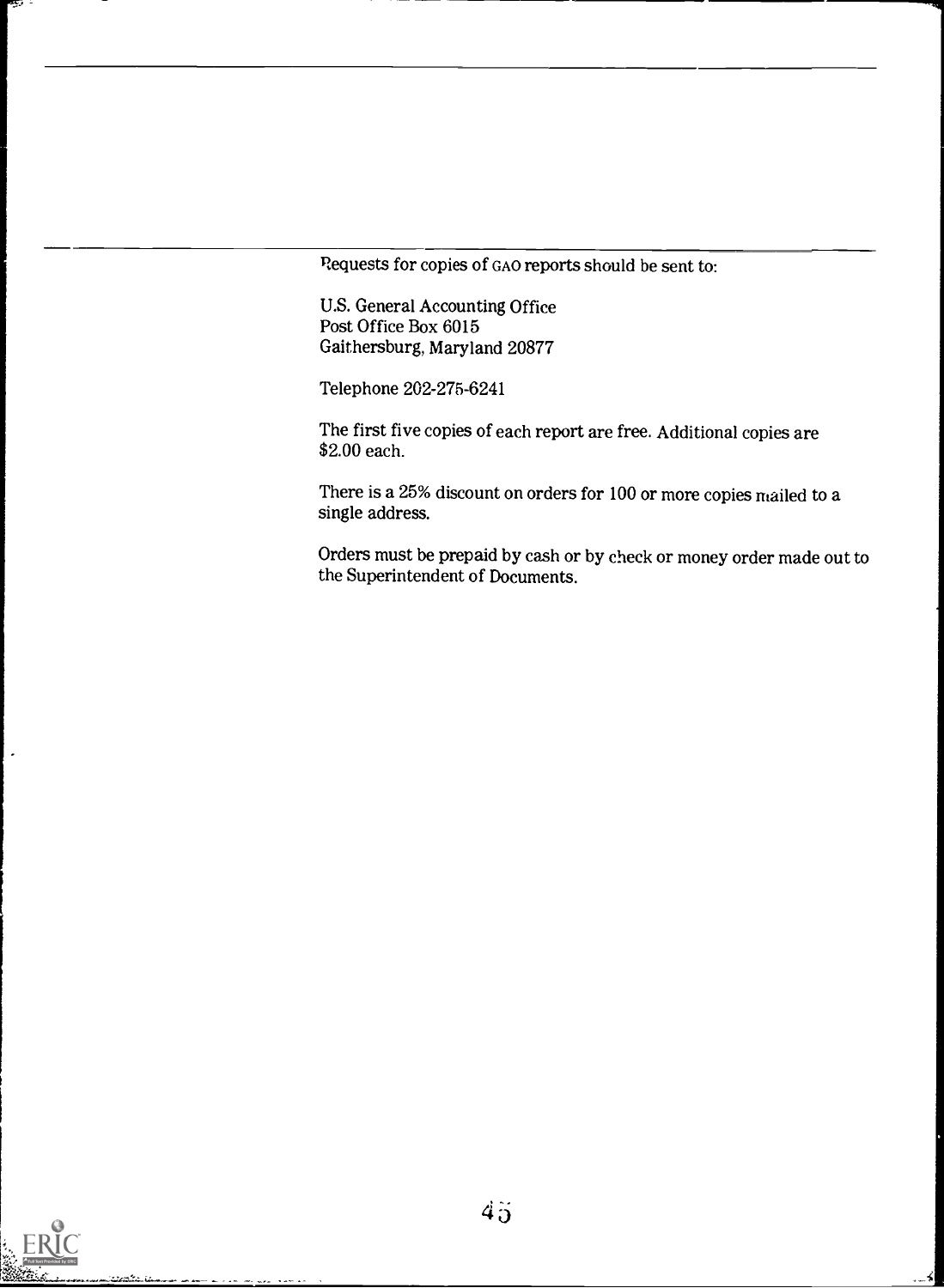Requests for copies of GAO reports should be sent to:

U.S. General Accounting Office
Post Office Box 6015
Gaithersburg, Maryland 20877

Telephone 202-275-6241

The first five copies of each report are free. Additional copies are $2.00 each.

There is a 25% discount on orders for 100 or more copies mailed to a single address.

Orders must be prepaid by cash or by check or money order made out to the Superintendent of Documents.